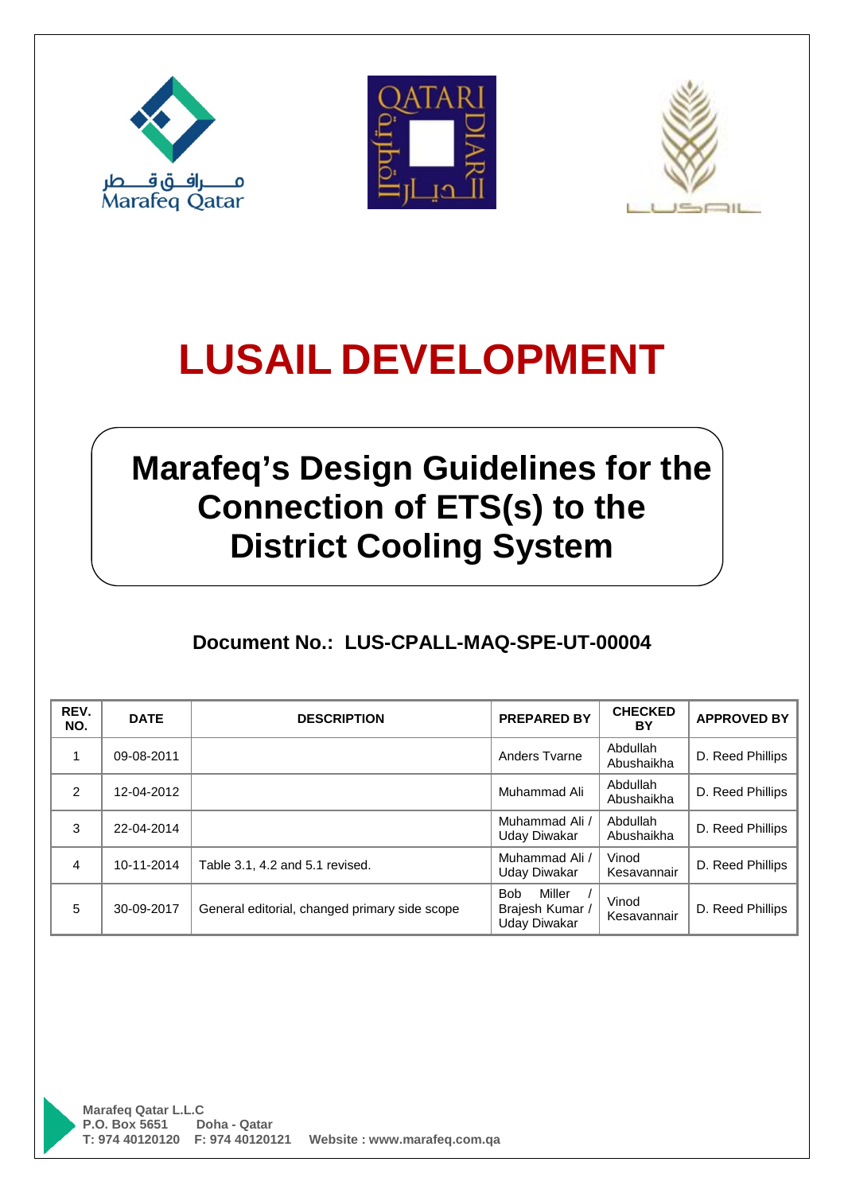# LUSAIL DEVELOPMENT

## Marafeq's Design Guidelines for the Connection of ETS(s) to the District Cooling System

**Document No.: LUS-CPALL-MAQ-SPE-UT-00004**

| REV. NO. | DATE | DESCRIPTION | PREPARED BY | CHECKED BY | APPROVED BY |
|---|---|---|---|---|---|
| 1 | 09-08-2011 | | Anders Tvarne | Abdullah Abushaikha | D. Reed Phillips |
| 2 | 12-04-2012 | | Muhammad Ali | Abdullah Abushaikha | D. Reed Phillips |
| 3 | 22-04-2014 | | Muhammad Ali / Uday Diwakar | Abdullah Abushaikha | D. Reed Phillips |
| 4 | 10-11-2014 | Table 3.1, 4.2 and 5.1 revised. | Muhammad Ali / Uday Diwakar | Vinod Kesavannair | D. Reed Phillips |
| 5 | 30-09-2017 | General editorial, changed primary side scope | Bob Miller / Brajesh Kumar / Uday Diwakar | Vinod Kesavannair | D. Reed Phillips |

**Marafeq Qatar L.L.C**
**P.O. Box 5651 Doha - Qatar**
**T: 974 40120120 F: 974 40120121 Website : www.marafeq.com.qa**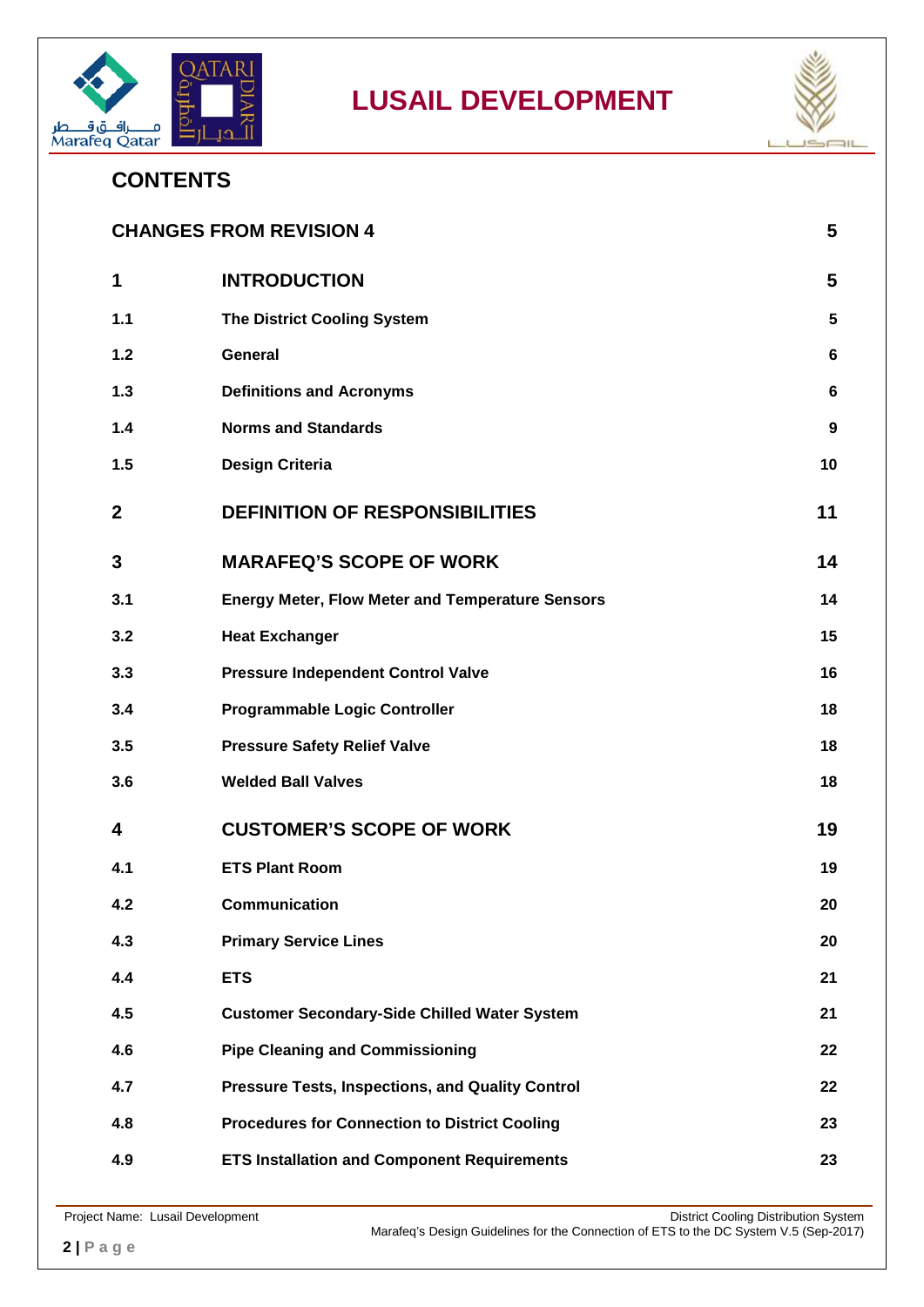## CONTENTS

| | | |
|---|---|---|
| **CHANGES FROM REVISION 4** | | **5** |
| **1** | **INTRODUCTION** | **5** |
| **1.1** | **The District Cooling System** | **5** |
| **1.2** | **General** | **6** |
| **1.3** | **Definitions and Acronyms** | **6** |
| **1.4** | **Norms and Standards** | **9** |
| **1.5** | **Design Criteria** | **10** |
| **2** | **DEFINITION OF RESPONSIBILITIES** | **11** |
| **3** | **MARAFEQ'S SCOPE OF WORK** | **14** |
| **3.1** | **Energy Meter, Flow Meter and Temperature Sensors** | **14** |
| **3.2** | **Heat Exchanger** | **15** |
| **3.3** | **Pressure Independent Control Valve** | **16** |
| **3.4** | **Programmable Logic Controller** | **18** |
| **3.5** | **Pressure Safety Relief Valve** | **18** |
| **3.6** | **Welded Ball Valves** | **18** |
| **4** | **CUSTOMER'S SCOPE OF WORK** | **19** |
| **4.1** | **ETS Plant Room** | **19** |
| **4.2** | **Communication** | **20** |
| **4.3** | **Primary Service Lines** | **20** |
| **4.4** | **ETS** | **21** |
| **4.5** | **Customer Secondary-Side Chilled Water System** | **21** |
| **4.6** | **Pipe Cleaning and Commissioning** | **22** |
| **4.7** | **Pressure Tests, Inspections, and Quality Control** | **22** |
| **4.8** | **Procedures for Connection to District Cooling** | **23** |
| **4.9** | **ETS Installation and Component Requirements** | **23** |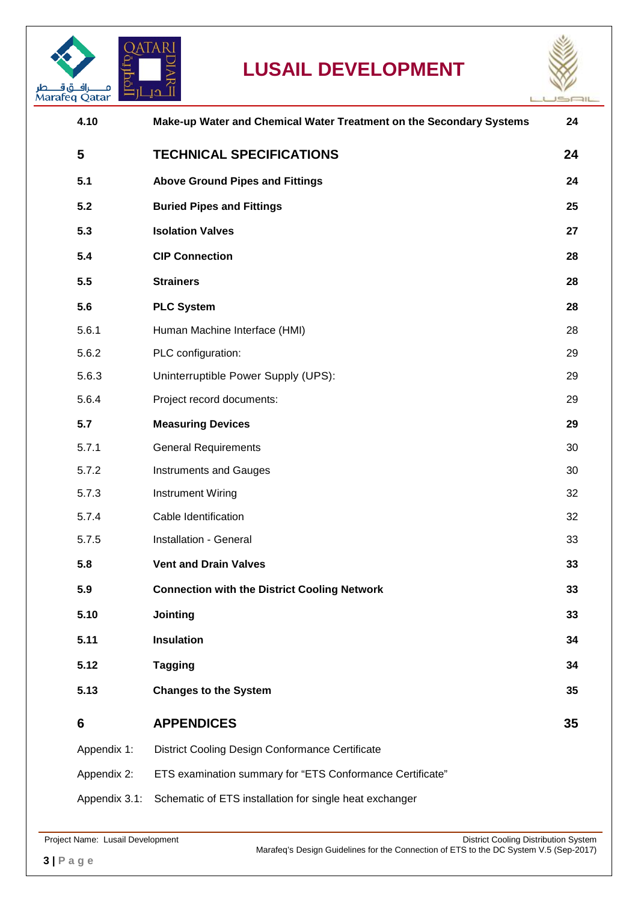| | | |
|---|---|---|
| **4.10** | **Make-up Water and Chemical Water Treatment on the Secondary Systems** | **24** |
| **5** | **TECHNICAL SPECIFICATIONS** | **24** |
| **5.1** | **Above Ground Pipes and Fittings** | **24** |
| **5.2** | **Buried Pipes and Fittings** | **25** |
| **5.3** | **Isolation Valves** | **27** |
| **5.4** | **CIP Connection** | **28** |
| **5.5** | **Strainers** | **28** |
| **5.6** | **PLC System** | **28** |
| 5.6.1 | Human Machine Interface (HMI) | 28 |
| 5.6.2 | PLC configuration: | 29 |
| 5.6.3 | Uninterruptible Power Supply (UPS): | 29 |
| 5.6.4 | Project record documents: | 29 |
| **5.7** | **Measuring Devices** | **29** |
| 5.7.1 | General Requirements | 30 |
| 5.7.2 | Instruments and Gauges | 30 |
| 5.7.3 | Instrument Wiring | 32 |
| 5.7.4 | Cable Identification | 32 |
| 5.7.5 | Installation - General | 33 |
| **5.8** | **Vent and Drain Valves** | **33** |
| **5.9** | **Connection with the District Cooling Network** | **33** |
| **5.10** | **Jointing** | **33** |
| **5.11** | **Insulation** | **34** |
| **5.12** | **Tagging** | **34** |
| **5.13** | **Changes to the System** | **35** |
| **6** | **APPENDICES** | **35** |
| Appendix 1: | District Cooling Design Conformance Certificate | |
| Appendix 2: | ETS examination summary for "ETS Conformance Certificate" | |
| Appendix 3.1: | Schematic of ETS installation for single heat exchanger | |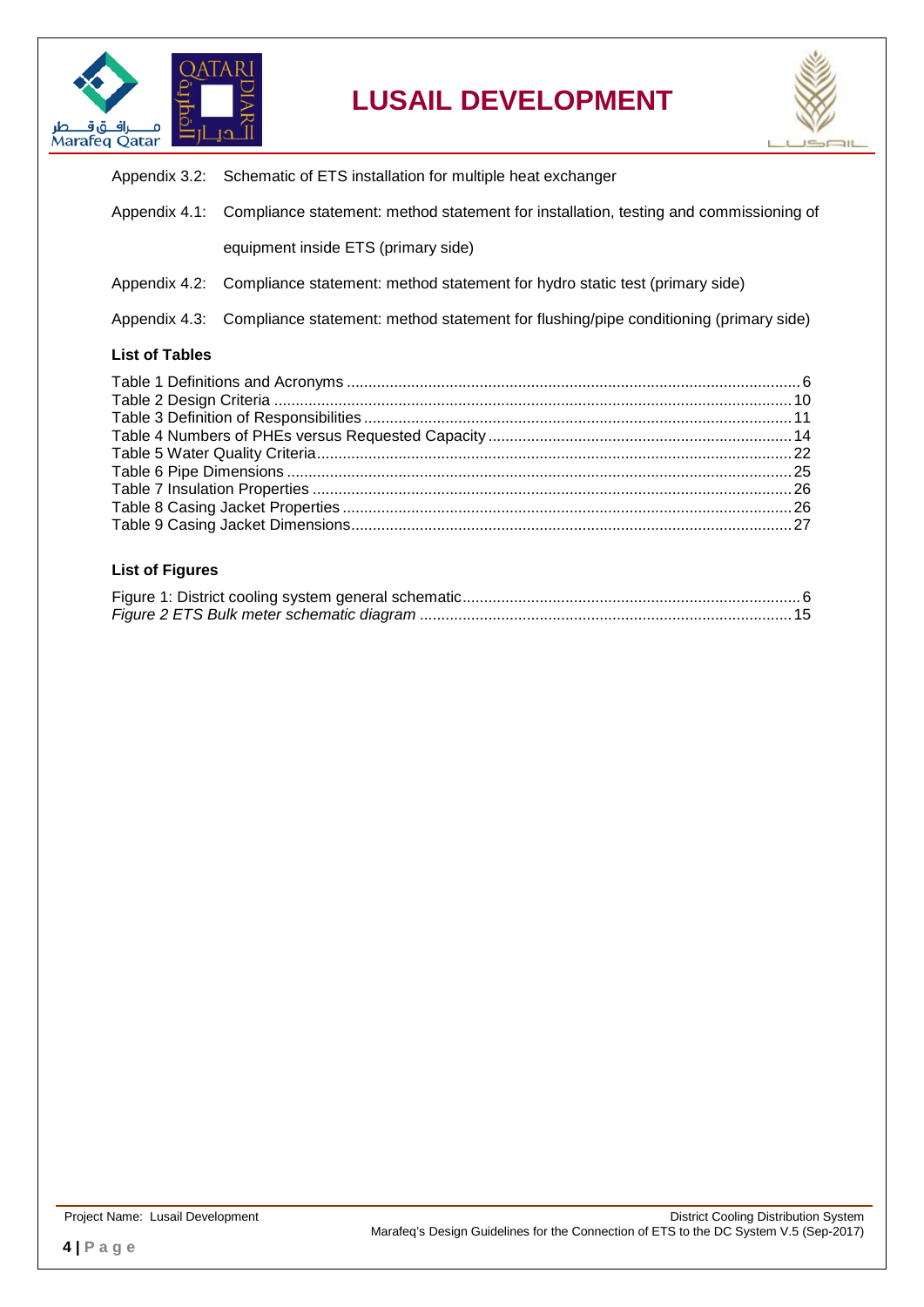Appendix 3.2: Schematic of ETS installation for multiple heat exchanger

Appendix 4.1: Compliance statement: method statement for installation, testing and commissioning of equipment inside ETS (primary side)

Appendix 4.2: Compliance statement: method statement for hydro static test (primary side)

Appendix 4.3: Compliance statement: method statement for flushing/pipe conditioning (primary side)

**List of Tables**

Table 1 Definitions and Acronyms ........................................................................................................ 6
Table 2 Design Criteria ....................................................................................................................... 10
Table 3 Definition of Responsibilities .................................................................................................. 11
Table 4 Numbers of PHEs versus Requested Capacity ...................................................................... 14
Table 5 Water Quality Criteria ............................................................................................................. 22
Table 6 Pipe Dimensions .................................................................................................................... 25
Table 7 Insulation Properties .............................................................................................................. 26
Table 8 Casing Jacket Properties ........................................................................................................ 26
Table 9 Casing Jacket Dimensions ..................................................................................................... 27

**List of Figures**

Figure 1: District cooling system general schematic ............................................................................ 6
*Figure 2 ETS Bulk meter schematic diagram* ...................................................................................... 15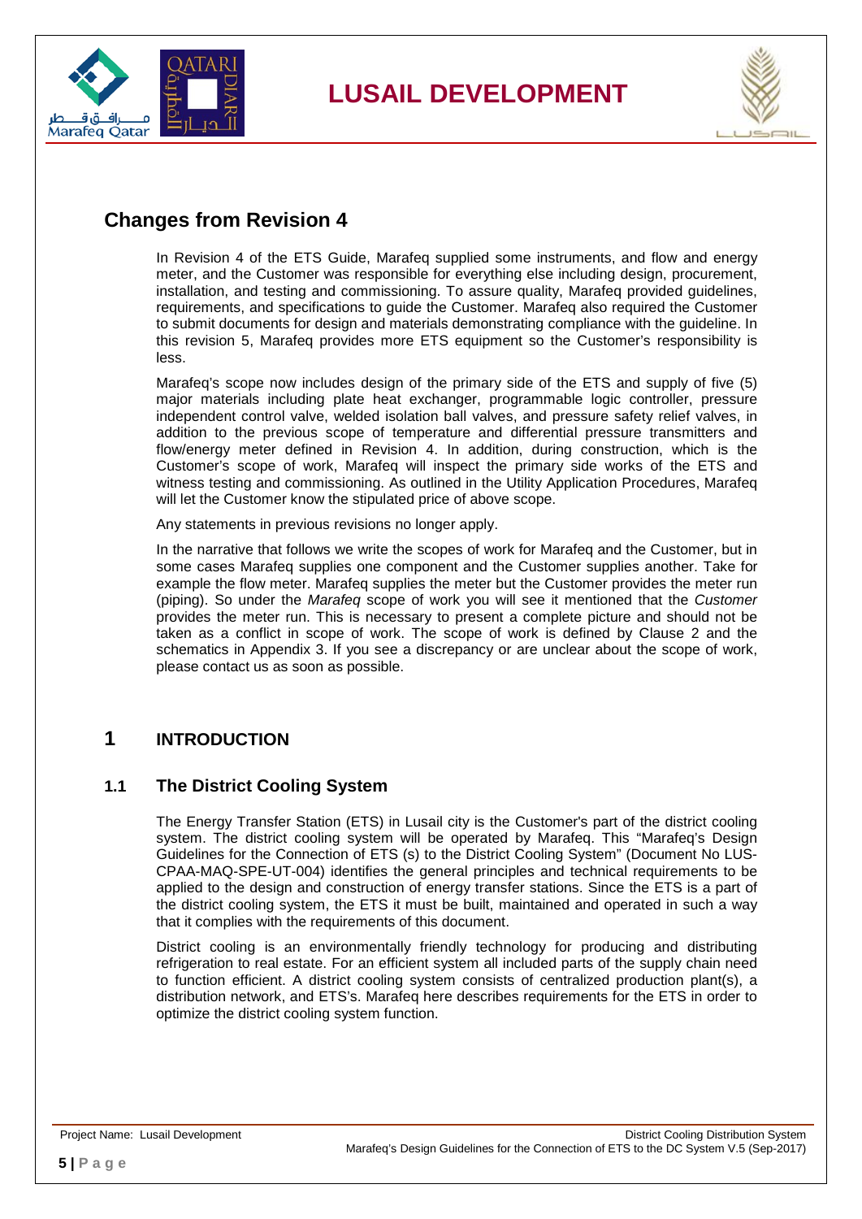## Changes from Revision 4

In Revision 4 of the ETS Guide, Marafeq supplied some instruments, and flow and energy meter, and the Customer was responsible for everything else including design, procurement, installation, and testing and commissioning. To assure quality, Marafeq provided guidelines, requirements, and specifications to guide the Customer. Marafeq also required the Customer to submit documents for design and materials demonstrating compliance with the guideline. In this revision 5, Marafeq provides more ETS equipment so the Customer's responsibility is less.

Marafeq's scope now includes design of the primary side of the ETS and supply of five (5) major materials including plate heat exchanger, programmable logic controller, pressure independent control valve, welded isolation ball valves, and pressure safety relief valves, in addition to the previous scope of temperature and differential pressure transmitters and flow/energy meter defined in Revision 4. In addition, during construction, which is the Customer's scope of work, Marafeq will inspect the primary side works of the ETS and witness testing and commissioning. As outlined in the Utility Application Procedures, Marafeq will let the Customer know the stipulated price of above scope.

Any statements in previous revisions no longer apply.

In the narrative that follows we write the scopes of work for Marafeq and the Customer, but in some cases Marafeq supplies one component and the Customer supplies another. Take for example the flow meter. Marafeq supplies the meter but the Customer provides the meter run (piping). So under the *Marafeq* scope of work you will see it mentioned that the *Customer* provides the meter run. This is necessary to present a complete picture and should not be taken as a conflict in scope of work. The scope of work is defined by Clause 2 and the schematics in Appendix 3. If you see a discrepancy or are unclear about the scope of work, please contact us as soon as possible.

# 1 INTRODUCTION

## 1.1 The District Cooling System

The Energy Transfer Station (ETS) in Lusail city is the Customer's part of the district cooling system. The district cooling system will be operated by Marafeq. This "Marafeq's Design Guidelines for the Connection of ETS (s) to the District Cooling System" (Document No LUS-CPAA-MAQ-SPE-UT-004) identifies the general principles and technical requirements to be applied to the design and construction of energy transfer stations. Since the ETS is a part of the district cooling system, the ETS it must be built, maintained and operated in such a way that it complies with the requirements of this document.

District cooling is an environmentally friendly technology for producing and distributing refrigeration to real estate. For an efficient system all included parts of the supply chain need to function efficient. A district cooling system consists of centralized production plant(s), a distribution network, and ETS's. Marafeq here describes requirements for the ETS in order to optimize the district cooling system function.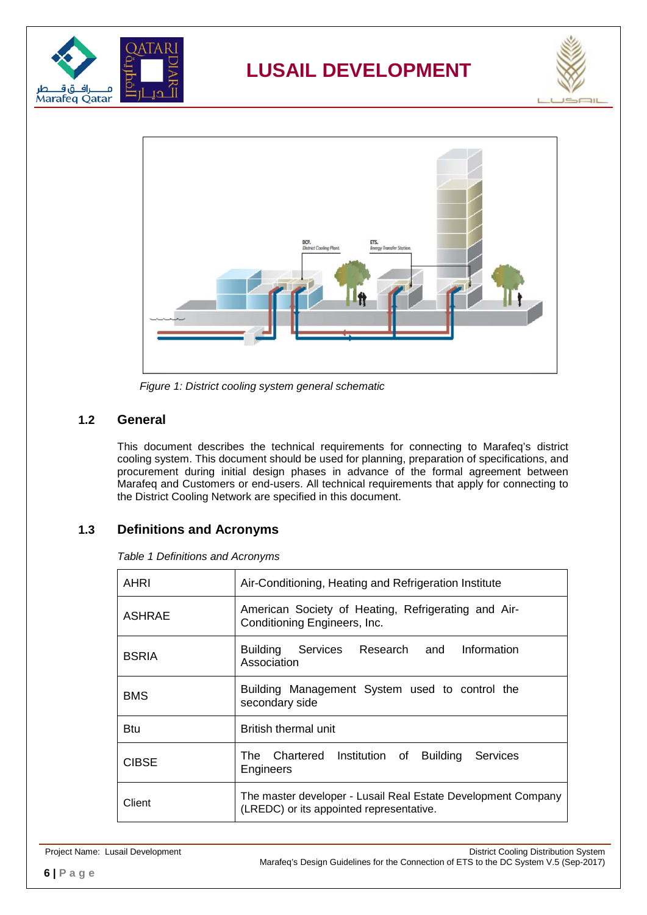*Figure 1: District cooling system general schematic*

## 1.2 General

This document describes the technical requirements for connecting to Marafeq's district cooling system. This document should be used for planning, preparation of specifications, and procurement during initial design phases in advance of the formal agreement between Marafeq and Customers or end-users. All technical requirements that apply for connecting to the District Cooling Network are specified in this document.

## 1.3 Definitions and Acronyms

*Table 1 Definitions and Acronyms*

| | |
|---|---|
| AHRI | Air-Conditioning, Heating and Refrigeration Institute |
| ASHRAE | American Society of Heating, Refrigerating and Air-Conditioning Engineers, Inc. |
| BSRIA | Building Services Research and Information Association |
| BMS | Building Management System used to control the secondary side |
| Btu | British thermal unit |
| CIBSE | The Chartered Institution of Building Services Engineers |
| Client | The master developer - Lusail Real Estate Development Company (LREDC) or its appointed representative. |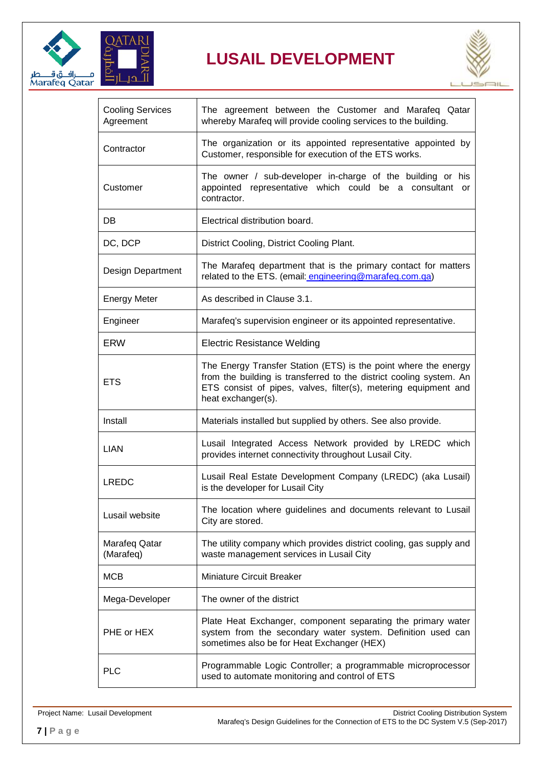| | |
|---|---|
| Cooling Services Agreement | The agreement between the Customer and Marafeq Qatar whereby Marafeq will provide cooling services to the building. |
| Contractor | The organization or its appointed representative appointed by Customer, responsible for execution of the ETS works. |
| Customer | The owner / sub-developer in-charge of the building or his appointed representative which could be a consultant or contractor. |
| DB | Electrical distribution board. |
| DC, DCP | District Cooling, District Cooling Plant. |
| Design Department | The Marafeq department that is the primary contact for matters related to the ETS. (email: engineering@marafeq.com.qa) |
| Energy Meter | As described in Clause 3.1. |
| Engineer | Marafeq's supervision engineer or its appointed representative. |
| ERW | Electric Resistance Welding |
| ETS | The Energy Transfer Station (ETS) is the point where the energy from the building is transferred to the district cooling system. An ETS consist of pipes, valves, filter(s), metering equipment and heat exchanger(s). |
| Install | Materials installed but supplied by others. See also provide. |
| LIAN | Lusail Integrated Access Network provided by LREDC which provides internet connectivity throughout Lusail City. |
| LREDC | Lusail Real Estate Development Company (LREDC) (aka Lusail) is the developer for Lusail City |
| Lusail website | The location where guidelines and documents relevant to Lusail City are stored. |
| Marafeq Qatar (Marafeq) | The utility company which provides district cooling, gas supply and waste management services in Lusail City |
| MCB | Miniature Circuit Breaker |
| Mega-Developer | The owner of the district |
| PHE or HEX | Plate Heat Exchanger, component separating the primary water system from the secondary water system. Definition used can sometimes also be for Heat Exchanger (HEX) |
| PLC | Programmable Logic Controller; a programmable microprocessor used to automate monitoring and control of ETS |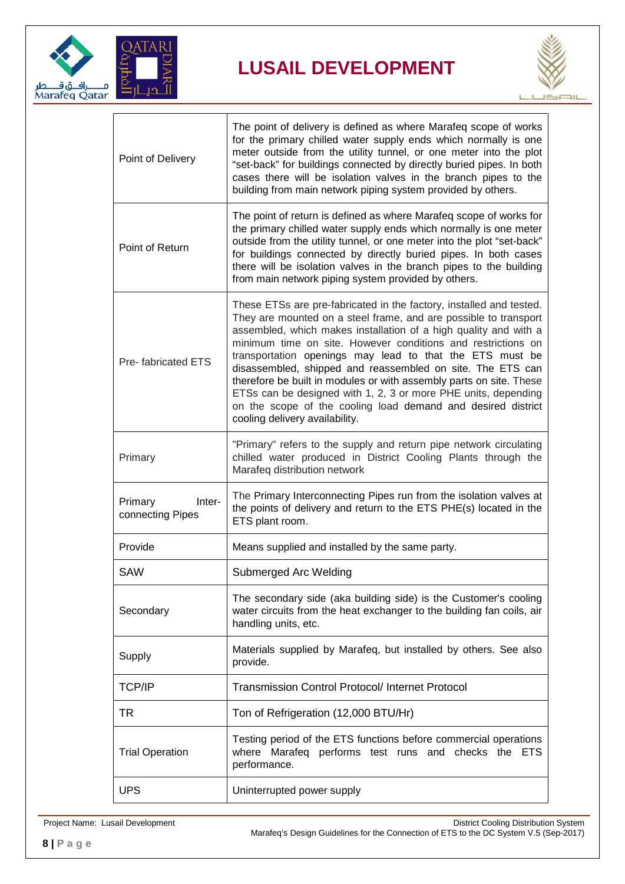| | |
|---|---|
| Point of Delivery | The point of delivery is defined as where Marafeq scope of works for the primary chilled water supply ends which normally is one meter outside from the utility tunnel, or one meter into the plot "set-back" for buildings connected by directly buried pipes. In both cases there will be isolation valves in the branch pipes to the building from main network piping system provided by others. |
| Point of Return | The point of return is defined as where Marafeq scope of works for the primary chilled water supply ends which normally is one meter outside from the utility tunnel, or one meter into the plot "set-back" for buildings connected by directly buried pipes. In both cases there will be isolation valves in the branch pipes to the building from main network piping system provided by others. |
| Pre- fabricated ETS | These ETSs are pre-fabricated in the factory, installed and tested. They are mounted on a steel frame, and are possible to transport assembled, which makes installation of a high quality and with a minimum time on site. However conditions and restrictions on transportation openings may lead to that the ETS must be disassembled, shipped and reassembled on site. The ETS can therefore be built in modules or with assembly parts on site. These ETSs can be designed with 1, 2, 3 or more PHE units, depending on the scope of the cooling load demand and desired district cooling delivery availability. |
| Primary | "Primary" refers to the supply and return pipe network circulating chilled water produced in District Cooling Plants through the Marafeq distribution network |
| Primary Inter-connecting Pipes | The Primary Interconnecting Pipes run from the isolation valves at the points of delivery and return to the ETS PHE(s) located in the ETS plant room. |
| Provide | Means supplied and installed by the same party. |
| SAW | Submerged Arc Welding |
| Secondary | The secondary side (aka building side) is the Customer's cooling water circuits from the heat exchanger to the building fan coils, air handling units, etc. |
| Supply | Materials supplied by Marafeq, but installed by others. See also provide. |
| TCP/IP | Transmission Control Protocol/ Internet Protocol |
| TR | Ton of Refrigeration (12,000 BTU/Hr) |
| Trial Operation | Testing period of the ETS functions before commercial operations where Marafeq performs test runs and checks the ETS performance. |
| UPS | Uninterrupted power supply |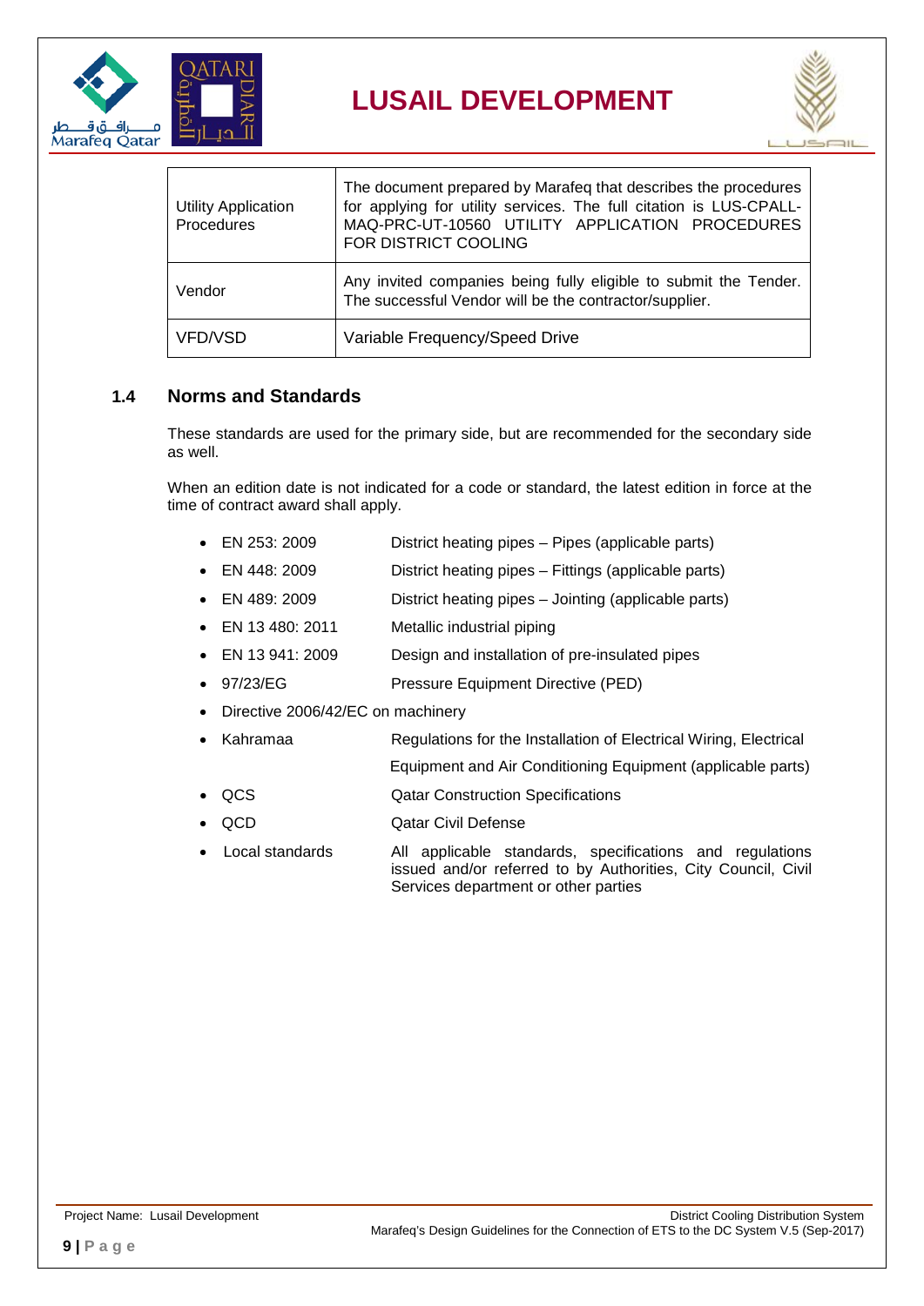| | |
|---|---|
| Utility Application Procedures | The document prepared by Marafeq that describes the procedures for applying for utility services. The full citation is LUS-CPALL-MAQ-PRC-UT-10560 UTILITY APPLICATION PROCEDURES FOR DISTRICT COOLING |
| Vendor | Any invited companies being fully eligible to submit the Tender. The successful Vendor will be the contractor/supplier. |
| VFD/VSD | Variable Frequency/Speed Drive |

### 1.4 Norms and Standards

These standards are used for the primary side, but are recommended for the secondary side as well.

When an edition date is not indicated for a code or standard, the latest edition in force at the time of contract award shall apply.

- EN 253: 2009 — District heating pipes – Pipes (applicable parts)
- EN 448: 2009 — District heating pipes – Fittings (applicable parts)
- EN 489: 2009 — District heating pipes – Jointing (applicable parts)
- EN 13 480: 2011 — Metallic industrial piping
- EN 13 941: 2009 — Design and installation of pre-insulated pipes
- 97/23/EG — Pressure Equipment Directive (PED)
- Directive 2006/42/EC on machinery
- Kahramaa — Regulations for the Installation of Electrical Wiring, Electrical Equipment and Air Conditioning Equipment (applicable parts)
- QCS — Qatar Construction Specifications
- QCD — Qatar Civil Defense
- Local standards — All applicable standards, specifications and regulations issued and/or referred to by Authorities, City Council, Civil Services department or other parties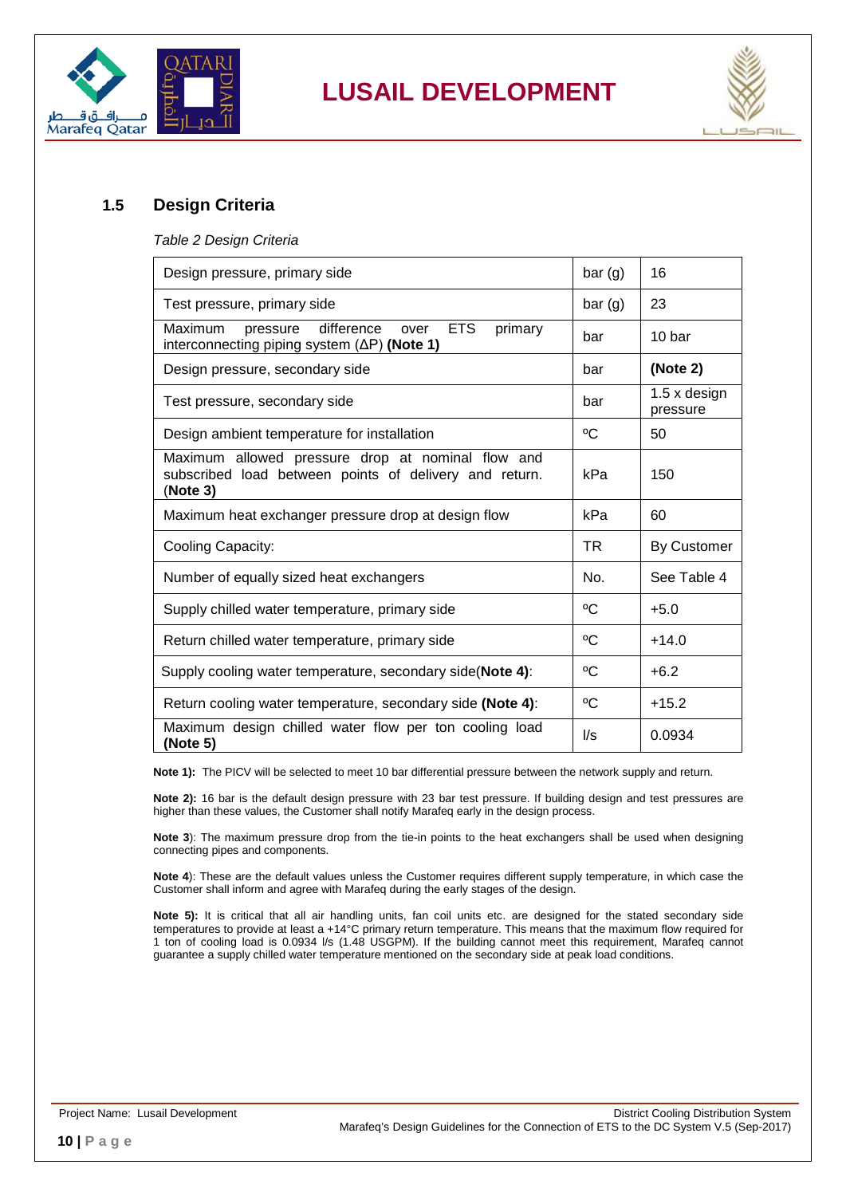## 1.5 Design Criteria

*Table 2 Design Criteria*

| Parameter | Unit | Value |
|---|---|---|
| Design pressure, primary side | bar (g) | 16 |
| Test pressure, primary side | bar (g) | 23 |
| Maximum pressure difference over ETS primary interconnecting piping system (ΔP) **(Note 1)** | bar | 10 bar |
| Design pressure, secondary side | bar | **(Note 2)** |
| Test pressure, secondary side | bar | 1.5 x design pressure |
| Design ambient temperature for installation | ºC | 50 |
| Maximum allowed pressure drop at nominal flow and subscribed load between points of delivery and return. (**Note 3)** | kPa | 150 |
| Maximum heat exchanger pressure drop at design flow | kPa | 60 |
| Cooling Capacity: | TR | By Customer |
| Number of equally sized heat exchangers | No. | See Table 4 |
| Supply chilled water temperature, primary side | ºC | +5.0 |
| Return chilled water temperature, primary side | ºC | +14.0 |
| Supply cooling water temperature, secondary side(**Note 4)**: | ºC | +6.2 |
| Return cooling water temperature, secondary side **(Note 4)**: | ºC | +15.2 |
| Maximum design chilled water flow per ton cooling load **(Note 5)** | l/s | 0.0934 |

**Note 1):** The PICV will be selected to meet 10 bar differential pressure between the network supply and return.

**Note 2):** 16 bar is the default design pressure with 23 bar test pressure. If building design and test pressures are higher than these values, the Customer shall notify Marafeq early in the design process.

**Note 3**): The maximum pressure drop from the tie-in points to the heat exchangers shall be used when designing connecting pipes and components.

**Note 4**): These are the default values unless the Customer requires different supply temperature, in which case the Customer shall inform and agree with Marafeq during the early stages of the design.

**Note 5):** It is critical that all air handling units, fan coil units etc. are designed for the stated secondary side temperatures to provide at least a +14°C primary return temperature. This means that the maximum flow required for 1 ton of cooling load is 0.0934 l/s (1.48 USGPM). If the building cannot meet this requirement, Marafeq cannot guarantee a supply chilled water temperature mentioned on the secondary side at peak load conditions.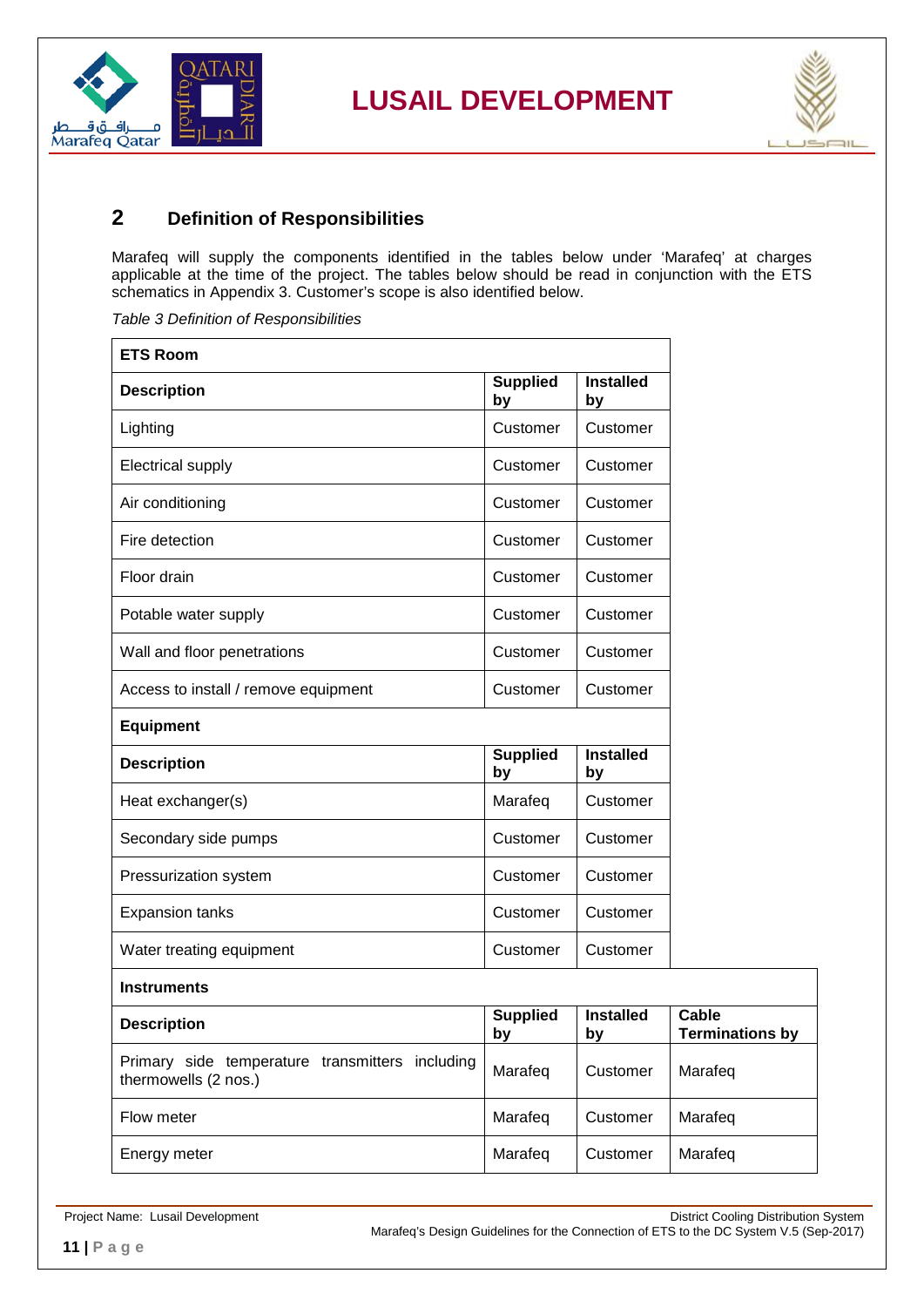## 2 Definition of Responsibilities

Marafeq will supply the components identified in the tables below under 'Marafeq' at charges applicable at the time of the project. The tables below should be read in conjunction with the ETS schematics in Appendix 3. Customer's scope is also identified below.

*Table 3 Definition of Responsibilities*

| **ETS Room** | | | |
|---|---|---|---|
| **Description** | **Supplied by** | **Installed by** | |
| Lighting | Customer | Customer | |
| Electrical supply | Customer | Customer | |
| Air conditioning | Customer | Customer | |
| Fire detection | Customer | Customer | |
| Floor drain | Customer | Customer | |
| Potable water supply | Customer | Customer | |
| Wall and floor penetrations | Customer | Customer | |
| Access to install / remove equipment | Customer | Customer | |
| **Equipment** | | | |
| **Description** | **Supplied by** | **Installed by** | |
| Heat exchanger(s) | Marafeq | Customer | |
| Secondary side pumps | Customer | Customer | |
| Pressurization system | Customer | Customer | |
| Expansion tanks | Customer | Customer | |
| Water treating equipment | Customer | Customer | |
| **Instruments** | | | |
| **Description** | **Supplied by** | **Installed by** | **Cable Terminations by** |
| Primary side temperature transmitters including thermowells (2 nos.) | Marafeq | Customer | Marafeq |
| Flow meter | Marafeq | Customer | Marafeq |
| Energy meter | Marafeq | Customer | Marafeq |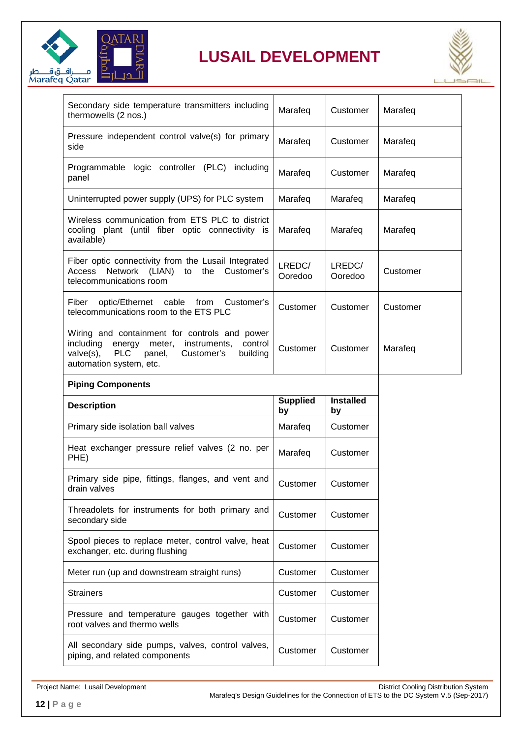| | | | |
|---|---|---|---|
| Secondary side temperature transmitters including thermowells (2 nos.) | Marafeq | Customer | Marafeq |
| Pressure independent control valve(s) for primary side | Marafeq | Customer | Marafeq |
| Programmable logic controller (PLC) including panel | Marafeq | Customer | Marafeq |
| Uninterrupted power supply (UPS) for PLC system | Marafeq | Marafeq | Marafeq |
| Wireless communication from ETS PLC to district cooling plant (until fiber optic connectivity is available) | Marafeq | Marafeq | Marafeq |
| Fiber optic connectivity from the Lusail Integrated Access Network (LIAN) to the Customer's telecommunications room | LREDC/ Ooredoo | LREDC/ Ooredoo | Customer |
| Fiber optic/Ethernet cable from Customer's telecommunications room to the ETS PLC | Customer | Customer | Customer |
| Wiring and containment for controls and power including energy meter, instruments, control valve(s), PLC panel, Customer's building automation system, etc. | Customer | Customer | Marafeq |

| **Piping Components** | | |
|---|---|---|
| **Description** | **Supplied by** | **Installed by** |
| Primary side isolation ball valves | Marafeq | Customer |
| Heat exchanger pressure relief valves (2 no. per PHE) | Marafeq | Customer |
| Primary side pipe, fittings, flanges, and vent and drain valves | Customer | Customer |
| Threadolets for instruments for both primary and secondary side | Customer | Customer |
| Spool pieces to replace meter, control valve, heat exchanger, etc. during flushing | Customer | Customer |
| Meter run (up and downstream straight runs) | Customer | Customer |
| Strainers | Customer | Customer |
| Pressure and temperature gauges together with root valves and thermo wells | Customer | Customer |
| All secondary side pumps, valves, control valves, piping, and related components | Customer | Customer |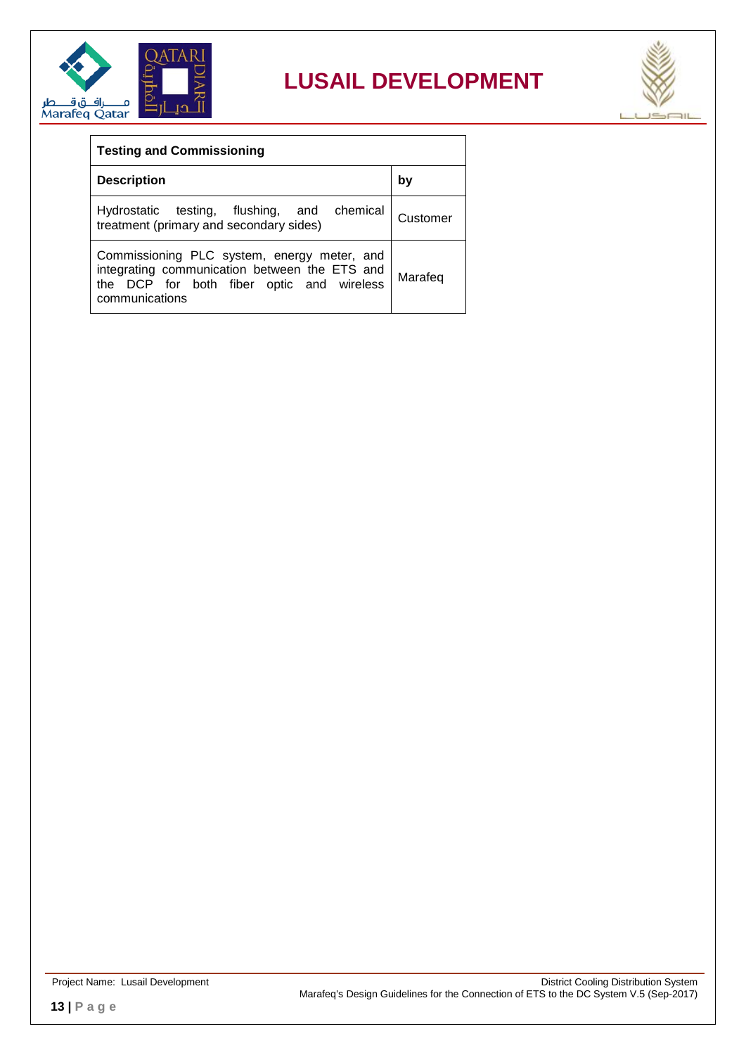| Testing and Commissioning | |
|---|---|
| **Description** | **by** |
| Hydrostatic testing, flushing, and chemical treatment (primary and secondary sides) | Customer |
| Commissioning PLC system, energy meter, and integrating communication between the ETS and the DCP for both fiber optic and wireless communications | Marafeq |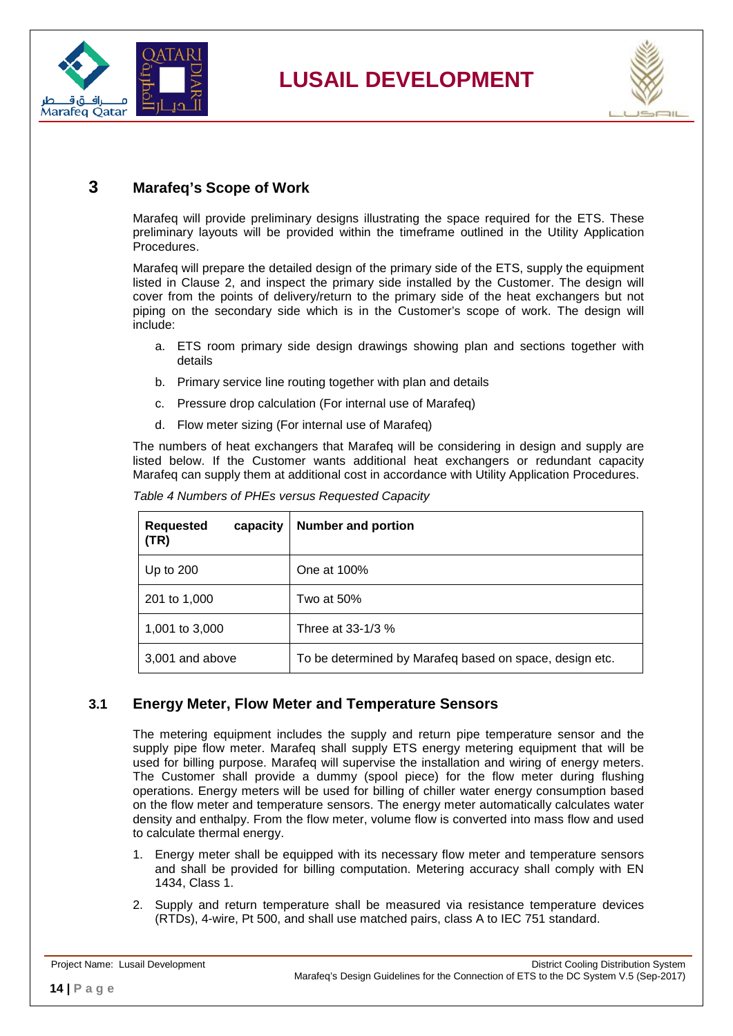# 3 Marafeq's Scope of Work

Marafeq will provide preliminary designs illustrating the space required for the ETS. These preliminary layouts will be provided within the timeframe outlined in the Utility Application Procedures.

Marafeq will prepare the detailed design of the primary side of the ETS, supply the equipment listed in Clause 2, and inspect the primary side installed by the Customer. The design will cover from the points of delivery/return to the primary side of the heat exchangers but not piping on the secondary side which is in the Customer's scope of work. The design will include:

a. ETS room primary side design drawings showing plan and sections together with details

b. Primary service line routing together with plan and details

c. Pressure drop calculation (For internal use of Marafeq)

d. Flow meter sizing (For internal use of Marafeq)

The numbers of heat exchangers that Marafeq will be considering in design and supply are listed below. If the Customer wants additional heat exchangers or redundant capacity Marafeq can supply them at additional cost in accordance with Utility Application Procedures.

*Table 4 Numbers of PHEs versus Requested Capacity*

| Requested capacity (TR) | Number and portion |
|---|---|
| Up to 200 | One at 100% |
| 201 to 1,000 | Two at 50% |
| 1,001 to 3,000 | Three at 33-1/3 % |
| 3,001 and above | To be determined by Marafeq based on space, design etc. |

## 3.1 Energy Meter, Flow Meter and Temperature Sensors

The metering equipment includes the supply and return pipe temperature sensor and the supply pipe flow meter. Marafeq shall supply ETS energy metering equipment that will be used for billing purpose. Marafeq will supervise the installation and wiring of energy meters. The Customer shall provide a dummy (spool piece) for the flow meter during flushing operations. Energy meters will be used for billing of chiller water energy consumption based on the flow meter and temperature sensors. The energy meter automatically calculates water density and enthalpy. From the flow meter, volume flow is converted into mass flow and used to calculate thermal energy.

1. Energy meter shall be equipped with its necessary flow meter and temperature sensors and shall be provided for billing computation. Metering accuracy shall comply with EN 1434, Class 1.

2. Supply and return temperature shall be measured via resistance temperature devices (RTDs), 4-wire, Pt 500, and shall use matched pairs, class A to IEC 751 standard.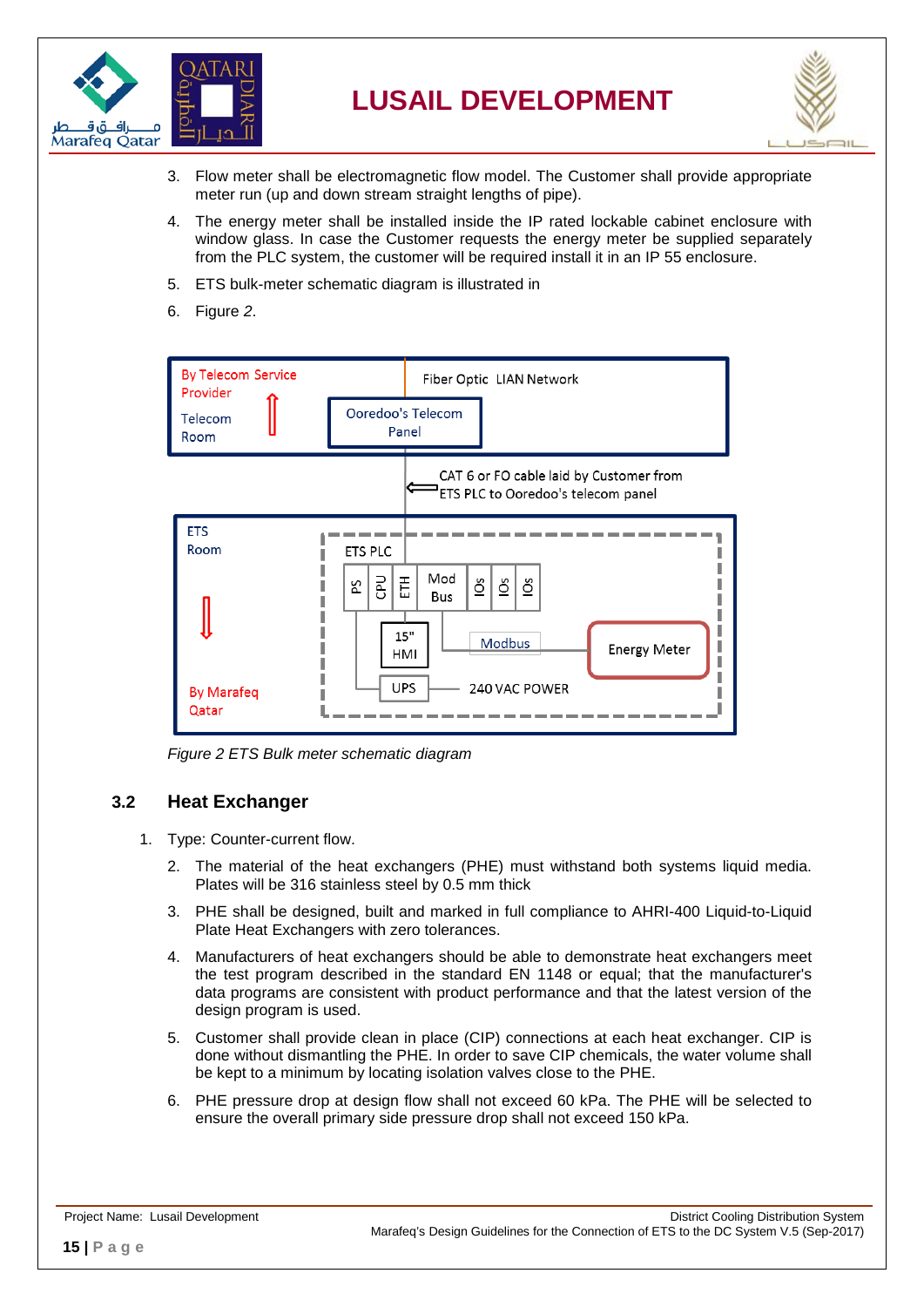3. Flow meter shall be electromagnetic flow model. The Customer shall provide appropriate meter run (up and down stream straight lengths of pipe).
4. The energy meter shall be installed inside the IP rated lockable cabinet enclosure with window glass. In case the Customer requests the energy meter be supplied separately from the PLC system, the customer will be required install it in an IP 55 enclosure.
5. ETS bulk-meter schematic diagram is illustrated in
6. Figure *2*.

*Figure 2 ETS Bulk meter schematic diagram*

## 3.2 Heat Exchanger

1. Type: Counter-current flow.
2. The material of the heat exchangers (PHE) must withstand both systems liquid media. Plates will be 316 stainless steel by 0.5 mm thick
3. PHE shall be designed, built and marked in full compliance to AHRI-400 Liquid-to-Liquid Plate Heat Exchangers with zero tolerances.
4. Manufacturers of heat exchangers should be able to demonstrate heat exchangers meet the test program described in the standard EN 1148 or equal; that the manufacturer's data programs are consistent with product performance and that the latest version of the design program is used.
5. Customer shall provide clean in place (CIP) connections at each heat exchanger. CIP is done without dismantling the PHE. In order to save CIP chemicals, the water volume shall be kept to a minimum by locating isolation valves close to the PHE.
6. PHE pressure drop at design flow shall not exceed 60 kPa. The PHE will be selected to ensure the overall primary side pressure drop shall not exceed 150 kPa.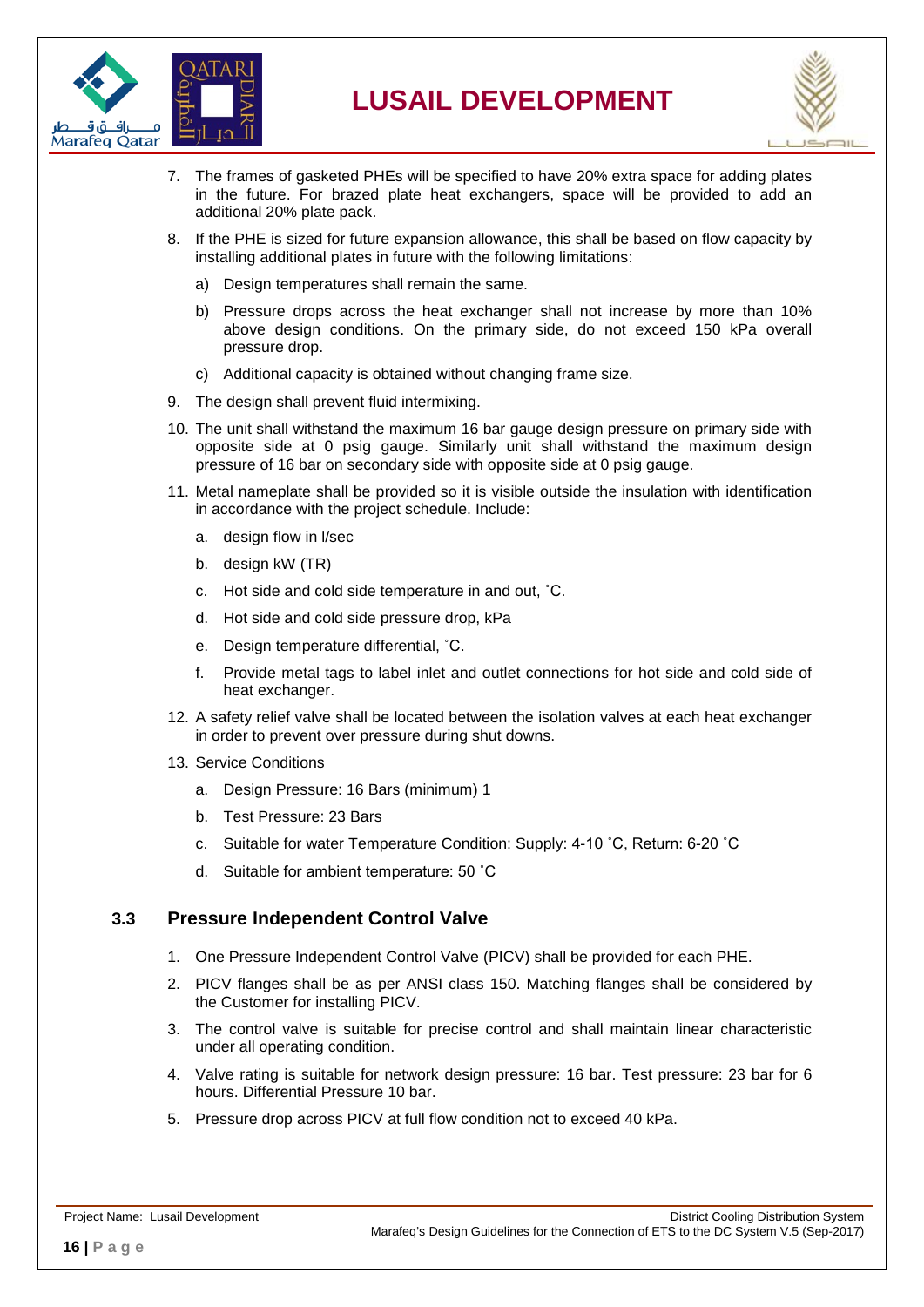7. The frames of gasketed PHEs will be specified to have 20% extra space for adding plates in the future. For brazed plate heat exchangers, space will be provided to add an additional 20% plate pack.
8. If the PHE is sized for future expansion allowance, this shall be based on flow capacity by installing additional plates in future with the following limitations:
    a) Design temperatures shall remain the same.
    b) Pressure drops across the heat exchanger shall not increase by more than 10% above design conditions. On the primary side, do not exceed 150 kPa overall pressure drop.
    c) Additional capacity is obtained without changing frame size.
9. The design shall prevent fluid intermixing.
10. The unit shall withstand the maximum 16 bar gauge design pressure on primary side with opposite side at 0 psig gauge. Similarly unit shall withstand the maximum design pressure of 16 bar on secondary side with opposite side at 0 psig gauge.
11. Metal nameplate shall be provided so it is visible outside the insulation with identification in accordance with the project schedule. Include:
    a. design flow in l/sec
    b. design kW (TR)
    c. Hot side and cold side temperature in and out, ˚C.
    d. Hot side and cold side pressure drop, kPa
    e. Design temperature differential, ˚C.
    f. Provide metal tags to label inlet and outlet connections for hot side and cold side of heat exchanger.
12. A safety relief valve shall be located between the isolation valves at each heat exchanger in order to prevent over pressure during shut downs.
13. Service Conditions
    a. Design Pressure: 16 Bars (minimum) 1
    b. Test Pressure: 23 Bars
    c. Suitable for water Temperature Condition: Supply: 4-10 ˚C, Return: 6-20 ˚C
    d. Suitable for ambient temperature: 50 ˚C

## 3.3 Pressure Independent Control Valve

1. One Pressure Independent Control Valve (PICV) shall be provided for each PHE.
2. PICV flanges shall be as per ANSI class 150. Matching flanges shall be considered by the Customer for installing PICV.
3. The control valve is suitable for precise control and shall maintain linear characteristic under all operating condition.
4. Valve rating is suitable for network design pressure: 16 bar. Test pressure: 23 bar for 6 hours. Differential Pressure 10 bar.
5. Pressure drop across PICV at full flow condition not to exceed 40 kPa.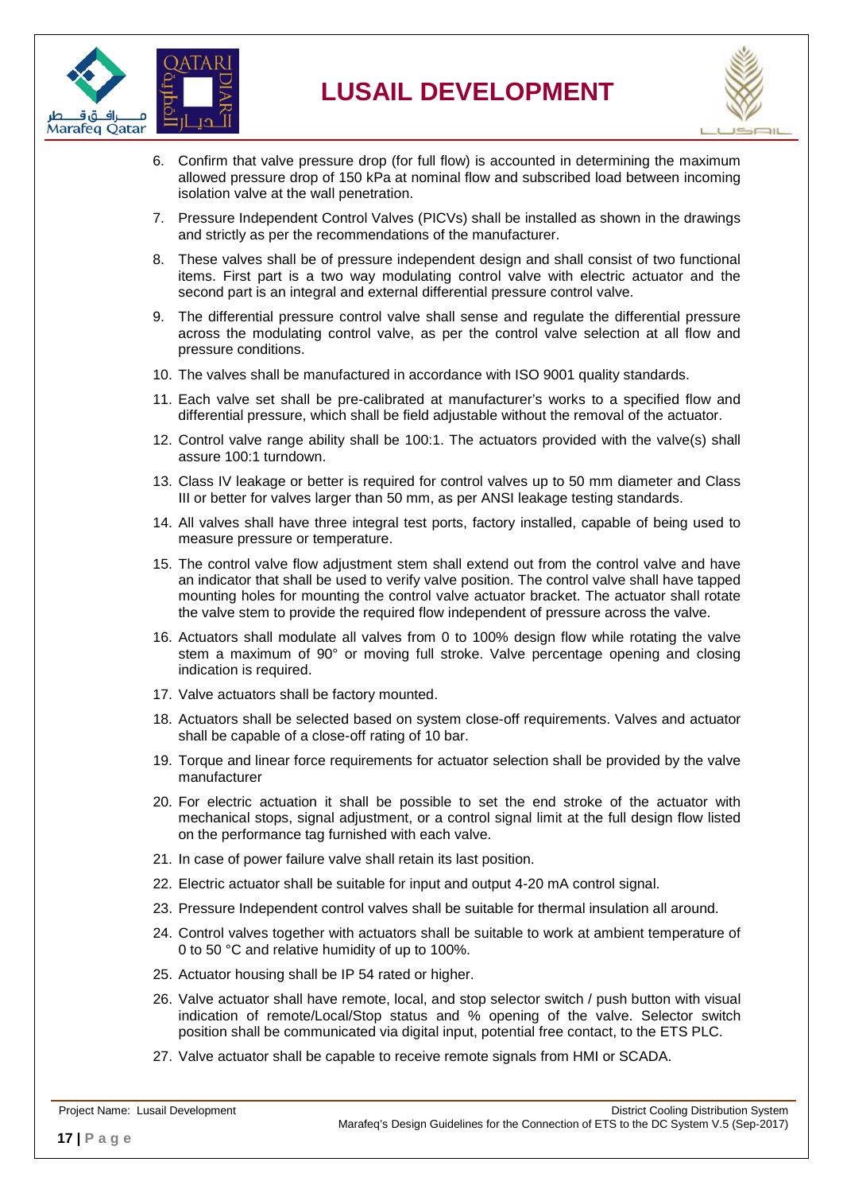6. Confirm that valve pressure drop (for full flow) is accounted in determining the maximum allowed pressure drop of 150 kPa at nominal flow and subscribed load between incoming isolation valve at the wall penetration.
7. Pressure Independent Control Valves (PICVs) shall be installed as shown in the drawings and strictly as per the recommendations of the manufacturer.
8. These valves shall be of pressure independent design and shall consist of two functional items. First part is a two way modulating control valve with electric actuator and the second part is an integral and external differential pressure control valve.
9. The differential pressure control valve shall sense and regulate the differential pressure across the modulating control valve, as per the control valve selection at all flow and pressure conditions.
10. The valves shall be manufactured in accordance with ISO 9001 quality standards.
11. Each valve set shall be pre-calibrated at manufacturer's works to a specified flow and differential pressure, which shall be field adjustable without the removal of the actuator.
12. Control valve range ability shall be 100:1. The actuators provided with the valve(s) shall assure 100:1 turndown.
13. Class IV leakage or better is required for control valves up to 50 mm diameter and Class III or better for valves larger than 50 mm, as per ANSI leakage testing standards.
14. All valves shall have three integral test ports, factory installed, capable of being used to measure pressure or temperature.
15. The control valve flow adjustment stem shall extend out from the control valve and have an indicator that shall be used to verify valve position. The control valve shall have tapped mounting holes for mounting the control valve actuator bracket. The actuator shall rotate the valve stem to provide the required flow independent of pressure across the valve.
16. Actuators shall modulate all valves from 0 to 100% design flow while rotating the valve stem a maximum of 90° or moving full stroke. Valve percentage opening and closing indication is required.
17. Valve actuators shall be factory mounted.
18. Actuators shall be selected based on system close-off requirements. Valves and actuator shall be capable of a close-off rating of 10 bar.
19. Torque and linear force requirements for actuator selection shall be provided by the valve manufacturer
20. For electric actuation it shall be possible to set the end stroke of the actuator with mechanical stops, signal adjustment, or a control signal limit at the full design flow listed on the performance tag furnished with each valve.
21. In case of power failure valve shall retain its last position.
22. Electric actuator shall be suitable for input and output 4-20 mA control signal.
23. Pressure Independent control valves shall be suitable for thermal insulation all around.
24. Control valves together with actuators shall be suitable to work at ambient temperature of 0 to 50 °C and relative humidity of up to 100%.
25. Actuator housing shall be IP 54 rated or higher.
26. Valve actuator shall have remote, local, and stop selector switch / push button with visual indication of remote/Local/Stop status and % opening of the valve. Selector switch position shall be communicated via digital input, potential free contact, to the ETS PLC.
27. Valve actuator shall be capable to receive remote signals from HMI or SCADA.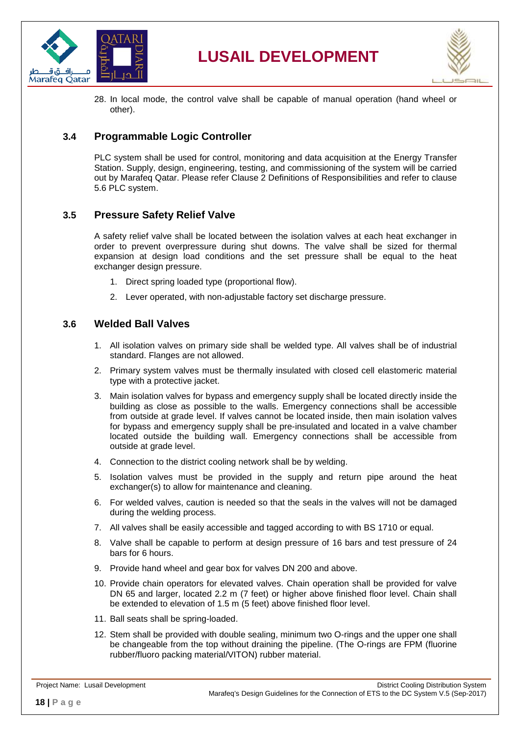28. In local mode, the control valve shall be capable of manual operation (hand wheel or other).

## 3.4 Programmable Logic Controller

PLC system shall be used for control, monitoring and data acquisition at the Energy Transfer Station. Supply, design, engineering, testing, and commissioning of the system will be carried out by Marafeq Qatar. Please refer Clause 2 Definitions of Responsibilities and refer to clause 5.6 PLC system.

## 3.5 Pressure Safety Relief Valve

A safety relief valve shall be located between the isolation valves at each heat exchanger in order to prevent overpressure during shut downs. The valve shall be sized for thermal expansion at design load conditions and the set pressure shall be equal to the heat exchanger design pressure.

1. Direct spring loaded type (proportional flow).
2. Lever operated, with non-adjustable factory set discharge pressure.

## 3.6 Welded Ball Valves

1. All isolation valves on primary side shall be welded type. All valves shall be of industrial standard. Flanges are not allowed.
2. Primary system valves must be thermally insulated with closed cell elastomeric material type with a protective jacket.
3. Main isolation valves for bypass and emergency supply shall be located directly inside the building as close as possible to the walls. Emergency connections shall be accessible from outside at grade level. If valves cannot be located inside, then main isolation valves for bypass and emergency supply shall be pre-insulated and located in a valve chamber located outside the building wall. Emergency connections shall be accessible from outside at grade level.
4. Connection to the district cooling network shall be by welding.
5. Isolation valves must be provided in the supply and return pipe around the heat exchanger(s) to allow for maintenance and cleaning.
6. For welded valves, caution is needed so that the seals in the valves will not be damaged during the welding process.
7. All valves shall be easily accessible and tagged according to with BS 1710 or equal.
8. Valve shall be capable to perform at design pressure of 16 bars and test pressure of 24 bars for 6 hours.
9. Provide hand wheel and gear box for valves DN 200 and above.
10. Provide chain operators for elevated valves. Chain operation shall be provided for valve DN 65 and larger, located 2.2 m (7 feet) or higher above finished floor level. Chain shall be extended to elevation of 1.5 m (5 feet) above finished floor level.
11. Ball seats shall be spring-loaded.
12. Stem shall be provided with double sealing, minimum two O-rings and the upper one shall be changeable from the top without draining the pipeline. (The O-rings are FPM (fluorine rubber/fluoro packing material/VITON) rubber material.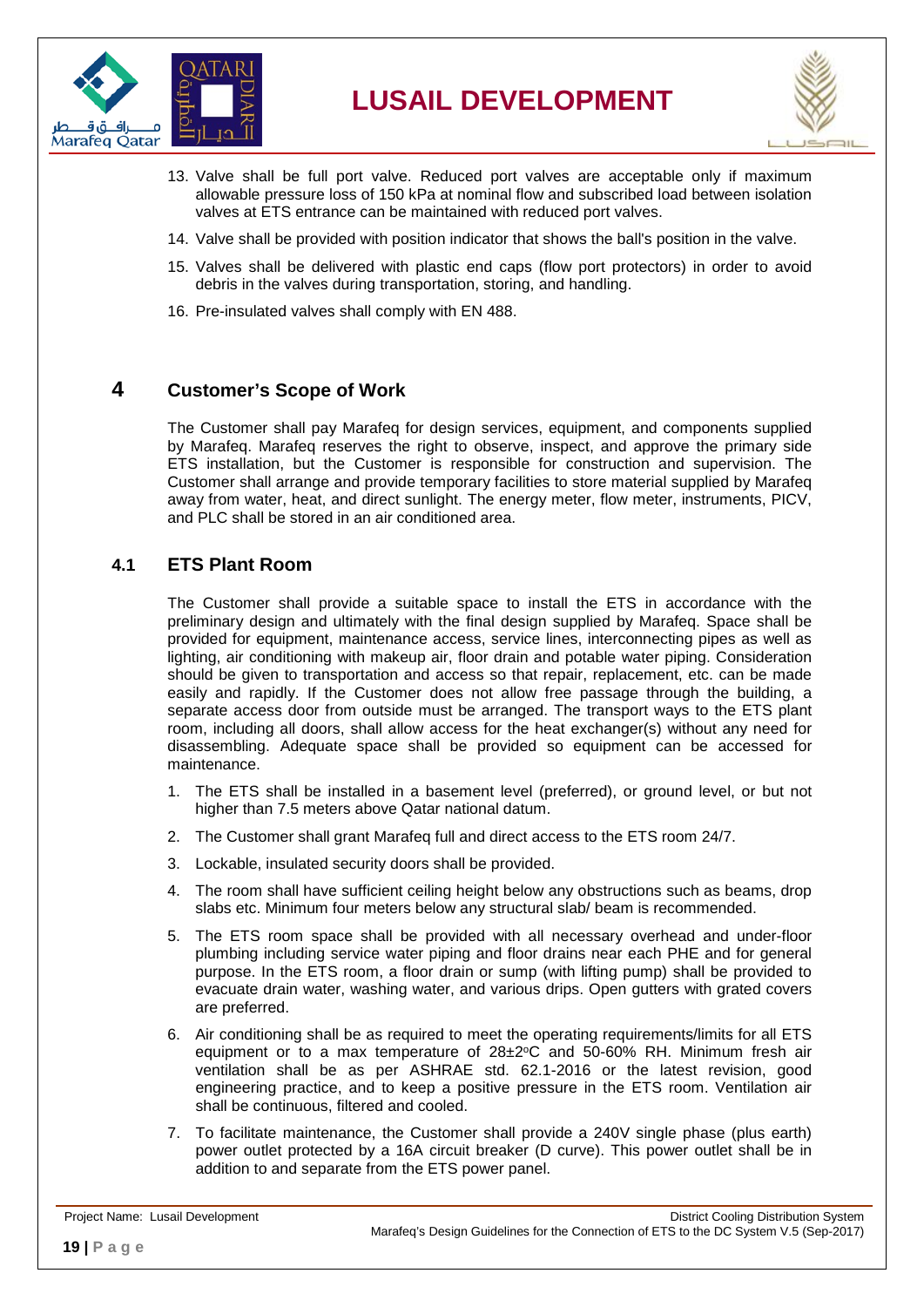13. Valve shall be full port valve. Reduced port valves are acceptable only if maximum allowable pressure loss of 150 kPa at nominal flow and subscribed load between isolation valves at ETS entrance can be maintained with reduced port valves.
14. Valve shall be provided with position indicator that shows the ball's position in the valve.
15. Valves shall be delivered with plastic end caps (flow port protectors) in order to avoid debris in the valves during transportation, storing, and handling.
16. Pre-insulated valves shall comply with EN 488.

# 4 Customer's Scope of Work

The Customer shall pay Marafeq for design services, equipment, and components supplied by Marafeq. Marafeq reserves the right to observe, inspect, and approve the primary side ETS installation, but the Customer is responsible for construction and supervision. The Customer shall arrange and provide temporary facilities to store material supplied by Marafeq away from water, heat, and direct sunlight. The energy meter, flow meter, instruments, PICV, and PLC shall be stored in an air conditioned area.

## 4.1 ETS Plant Room

The Customer shall provide a suitable space to install the ETS in accordance with the preliminary design and ultimately with the final design supplied by Marafeq. Space shall be provided for equipment, maintenance access, service lines, interconnecting pipes as well as lighting, air conditioning with makeup air, floor drain and potable water piping. Consideration should be given to transportation and access so that repair, replacement, etc. can be made easily and rapidly. If the Customer does not allow free passage through the building, a separate access door from outside must be arranged. The transport ways to the ETS plant room, including all doors, shall allow access for the heat exchanger(s) without any need for disassembling. Adequate space shall be provided so equipment can be accessed for maintenance.

1. The ETS shall be installed in a basement level (preferred), or ground level, or but not higher than 7.5 meters above Qatar national datum.
2. The Customer shall grant Marafeq full and direct access to the ETS room 24/7.
3. Lockable, insulated security doors shall be provided.
4. The room shall have sufficient ceiling height below any obstructions such as beams, drop slabs etc. Minimum four meters below any structural slab/ beam is recommended.
5. The ETS room space shall be provided with all necessary overhead and under-floor plumbing including service water piping and floor drains near each PHE and for general purpose. In the ETS room, a floor drain or sump (with lifting pump) shall be provided to evacuate drain water, washing water, and various drips. Open gutters with grated covers are preferred.
6. Air conditioning shall be as required to meet the operating requirements/limits for all ETS equipment or to a max temperature of 28±2°C and 50-60% RH. Minimum fresh air ventilation shall be as per ASHRAE std. 62.1-2016 or the latest revision, good engineering practice, and to keep a positive pressure in the ETS room. Ventilation air shall be continuous, filtered and cooled.
7. To facilitate maintenance, the Customer shall provide a 240V single phase (plus earth) power outlet protected by a 16A circuit breaker (D curve). This power outlet shall be in addition to and separate from the ETS power panel.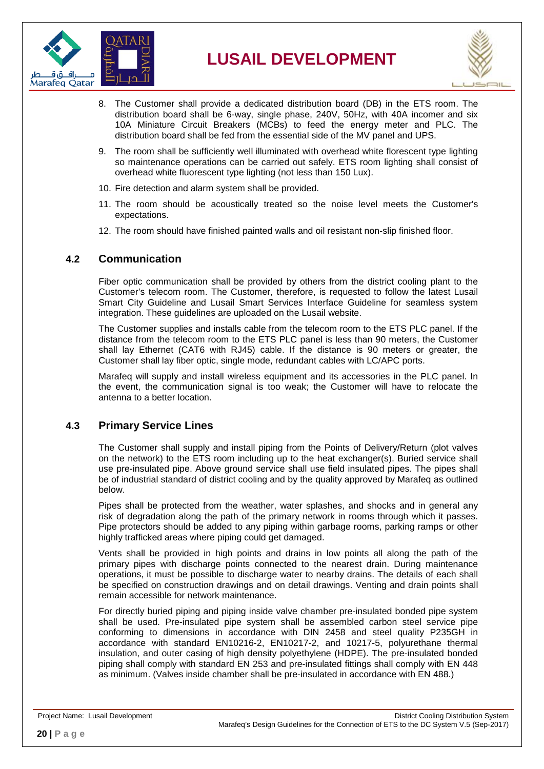8. The Customer shall provide a dedicated distribution board (DB) in the ETS room. The distribution board shall be 6-way, single phase, 240V, 50Hz, with 40A incomer and six 10A Miniature Circuit Breakers (MCBs) to feed the energy meter and PLC. The distribution board shall be fed from the essential side of the MV panel and UPS.
9. The room shall be sufficiently well illuminated with overhead white florescent type lighting so maintenance operations can be carried out safely. ETS room lighting shall consist of overhead white fluorescent type lighting (not less than 150 Lux).
10. Fire detection and alarm system shall be provided.
11. The room should be acoustically treated so the noise level meets the Customer's expectations.
12. The room should have finished painted walls and oil resistant non-slip finished floor.

## 4.2 Communication

Fiber optic communication shall be provided by others from the district cooling plant to the Customer's telecom room. The Customer, therefore, is requested to follow the latest Lusail Smart City Guideline and Lusail Smart Services Interface Guideline for seamless system integration. These guidelines are uploaded on the Lusail website.

The Customer supplies and installs cable from the telecom room to the ETS PLC panel. If the distance from the telecom room to the ETS PLC panel is less than 90 meters, the Customer shall lay Ethernet (CAT6 with RJ45) cable. If the distance is 90 meters or greater, the Customer shall lay fiber optic, single mode, redundant cables with LC/APC ports.

Marafeq will supply and install wireless equipment and its accessories in the PLC panel. In the event, the communication signal is too weak; the Customer will have to relocate the antenna to a better location.

## 4.3 Primary Service Lines

The Customer shall supply and install piping from the Points of Delivery/Return (plot valves on the network) to the ETS room including up to the heat exchanger(s). Buried service shall use pre-insulated pipe. Above ground service shall use field insulated pipes. The pipes shall be of industrial standard of district cooling and by the quality approved by Marafeq as outlined below.

Pipes shall be protected from the weather, water splashes, and shocks and in general any risk of degradation along the path of the primary network in rooms through which it passes. Pipe protectors should be added to any piping within garbage rooms, parking ramps or other highly trafficked areas where piping could get damaged.

Vents shall be provided in high points and drains in low points all along the path of the primary pipes with discharge points connected to the nearest drain. During maintenance operations, it must be possible to discharge water to nearby drains. The details of each shall be specified on construction drawings and on detail drawings. Venting and drain points shall remain accessible for network maintenance.

For directly buried piping and piping inside valve chamber pre-insulated bonded pipe system shall be used. Pre-insulated pipe system shall be assembled carbon steel service pipe conforming to dimensions in accordance with DIN 2458 and steel quality P235GH in accordance with standard EN10216-2, EN10217-2, and 10217-5, polyurethane thermal insulation, and outer casing of high density polyethylene (HDPE). The pre-insulated bonded piping shall comply with standard EN 253 and pre-insulated fittings shall comply with EN 448 as minimum. (Valves inside chamber shall be pre-insulated in accordance with EN 488.)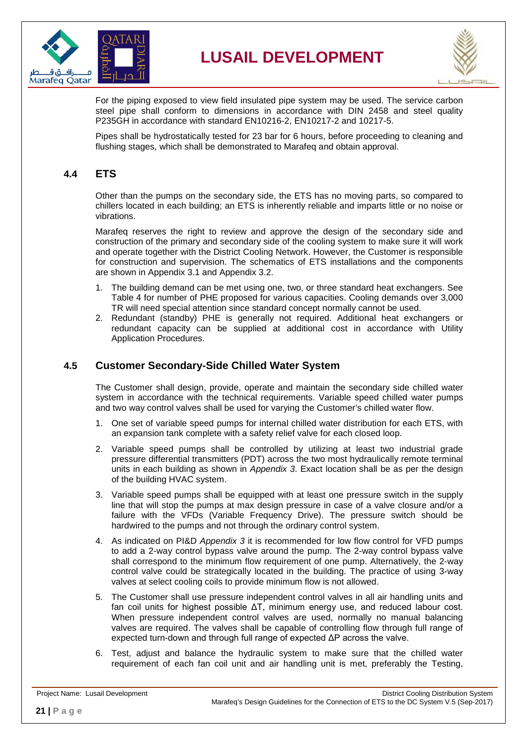For the piping exposed to view field insulated pipe system may be used. The service carbon steel pipe shall conform to dimensions in accordance with DIN 2458 and steel quality P235GH in accordance with standard EN10216-2, EN10217-2 and 10217-5.

Pipes shall be hydrostatically tested for 23 bar for 6 hours, before proceeding to cleaning and flushing stages, which shall be demonstrated to Marafeq and obtain approval.

## 4.4 ETS

Other than the pumps on the secondary side, the ETS has no moving parts, so compared to chillers located in each building; an ETS is inherently reliable and imparts little or no noise or vibrations.

Marafeq reserves the right to review and approve the design of the secondary side and construction of the primary and secondary side of the cooling system to make sure it will work and operate together with the District Cooling Network. However, the Customer is responsible for construction and supervision. The schematics of ETS installations and the components are shown in Appendix 3.1 and Appendix 3.2.

1. The building demand can be met using one, two, or three standard heat exchangers. See Table 4 for number of PHE proposed for various capacities. Cooling demands over 3,000 TR will need special attention since standard concept normally cannot be used.
2. Redundant (standby) PHE is generally not required. Additional heat exchangers or redundant capacity can be supplied at additional cost in accordance with Utility Application Procedures.

## 4.5 Customer Secondary-Side Chilled Water System

The Customer shall design, provide, operate and maintain the secondary side chilled water system in accordance with the technical requirements. Variable speed chilled water pumps and two way control valves shall be used for varying the Customer's chilled water flow.

1. One set of variable speed pumps for internal chilled water distribution for each ETS, with an expansion tank complete with a safety relief valve for each closed loop.
2. Variable speed pumps shall be controlled by utilizing at least two industrial grade pressure differential transmitters (PDT) across the two most hydraulically remote terminal units in each building as shown in *Appendix 3*. Exact location shall be as per the design of the building HVAC system.
3. Variable speed pumps shall be equipped with at least one pressure switch in the supply line that will stop the pumps at max design pressure in case of a valve closure and/or a failure with the VFDs (Variable Frequency Drive). The pressure switch should be hardwired to the pumps and not through the ordinary control system.
4. As indicated on PI&D *Appendix 3* it is recommended for low flow control for VFD pumps to add a 2-way control bypass valve around the pump. The 2-way control bypass valve shall correspond to the minimum flow requirement of one pump. Alternatively, the 2-way control valve could be strategically located in the building. The practice of using 3-way valves at select cooling coils to provide minimum flow is not allowed.
5. The Customer shall use pressure independent control valves in all air handling units and fan coil units for highest possible $\Delta T$, minimum energy use, and reduced labour cost. When pressure independent control valves are used, normally no manual balancing valves are required. The valves shall be capable of controlling flow through full range of expected turn-down and through full range of expected $\Delta P$ across the valve.
6. Test, adjust and balance the hydraulic system to make sure that the chilled water requirement of each fan coil unit and air handling unit is met, preferably the Testing,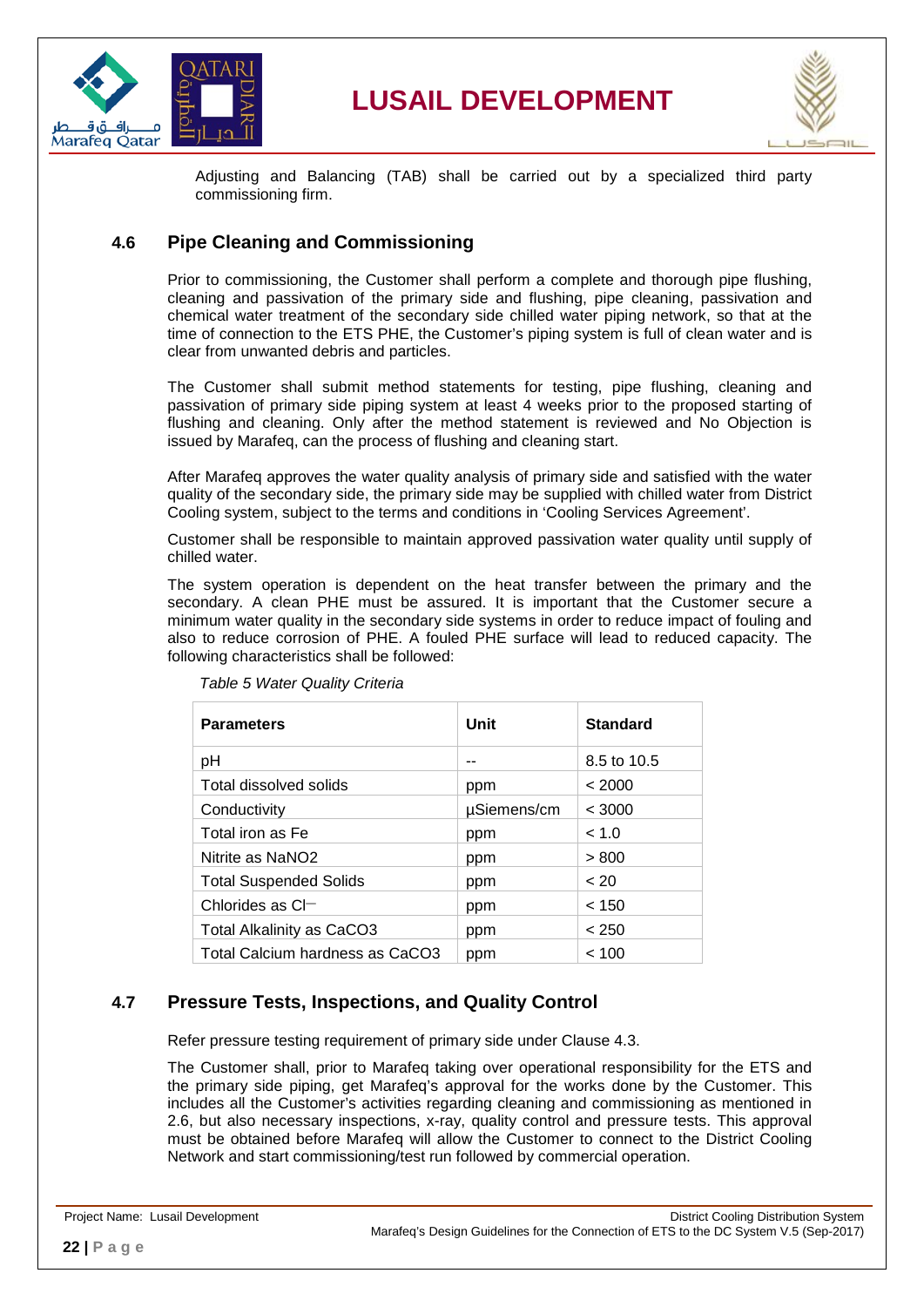Adjusting and Balancing (TAB) shall be carried out by a specialized third party commissioning firm.

## 4.6 Pipe Cleaning and Commissioning

Prior to commissioning, the Customer shall perform a complete and thorough pipe flushing, cleaning and passivation of the primary side and flushing, pipe cleaning, passivation and chemical water treatment of the secondary side chilled water piping network, so that at the time of connection to the ETS PHE, the Customer's piping system is full of clean water and is clear from unwanted debris and particles.

The Customer shall submit method statements for testing, pipe flushing, cleaning and passivation of primary side piping system at least 4 weeks prior to the proposed starting of flushing and cleaning. Only after the method statement is reviewed and No Objection is issued by Marafeq, can the process of flushing and cleaning start.

After Marafeq approves the water quality analysis of primary side and satisfied with the water quality of the secondary side, the primary side may be supplied with chilled water from District Cooling system, subject to the terms and conditions in 'Cooling Services Agreement'.

Customer shall be responsible to maintain approved passivation water quality until supply of chilled water.

The system operation is dependent on the heat transfer between the primary and the secondary. A clean PHE must be assured. It is important that the Customer secure a minimum water quality in the secondary side systems in order to reduce impact of fouling and also to reduce corrosion of PHE. A fouled PHE surface will lead to reduced capacity. The following characteristics shall be followed:

*Table 5 Water Quality Criteria*

| Parameters | Unit | Standard |
|---|---|---|
| pH | -- | 8.5 to 10.5 |
| Total dissolved solids | ppm | < 2000 |
| Conductivity | µSiemens/cm | < 3000 |
| Total iron as Fe | ppm | < 1.0 |
| Nitrite as $NaNO_2$ | ppm | > 800 |
| Total Suspended Solids | ppm | < 20 |
| Chlorides as $Cl^-$ | ppm | < 150 |
| Total Alkalinity as $CaCO_3$ | ppm | < 250 |
| Total Calcium hardness as $CaCO_3$ | ppm | < 100 |

## 4.7 Pressure Tests, Inspections, and Quality Control

Refer pressure testing requirement of primary side under Clause 4.3.

The Customer shall, prior to Marafeq taking over operational responsibility for the ETS and the primary side piping, get Marafeq's approval for the works done by the Customer. This includes all the Customer's activities regarding cleaning and commissioning as mentioned in 2.6, but also necessary inspections, x-ray, quality control and pressure tests. This approval must be obtained before Marafeq will allow the Customer to connect to the District Cooling Network and start commissioning/test run followed by commercial operation.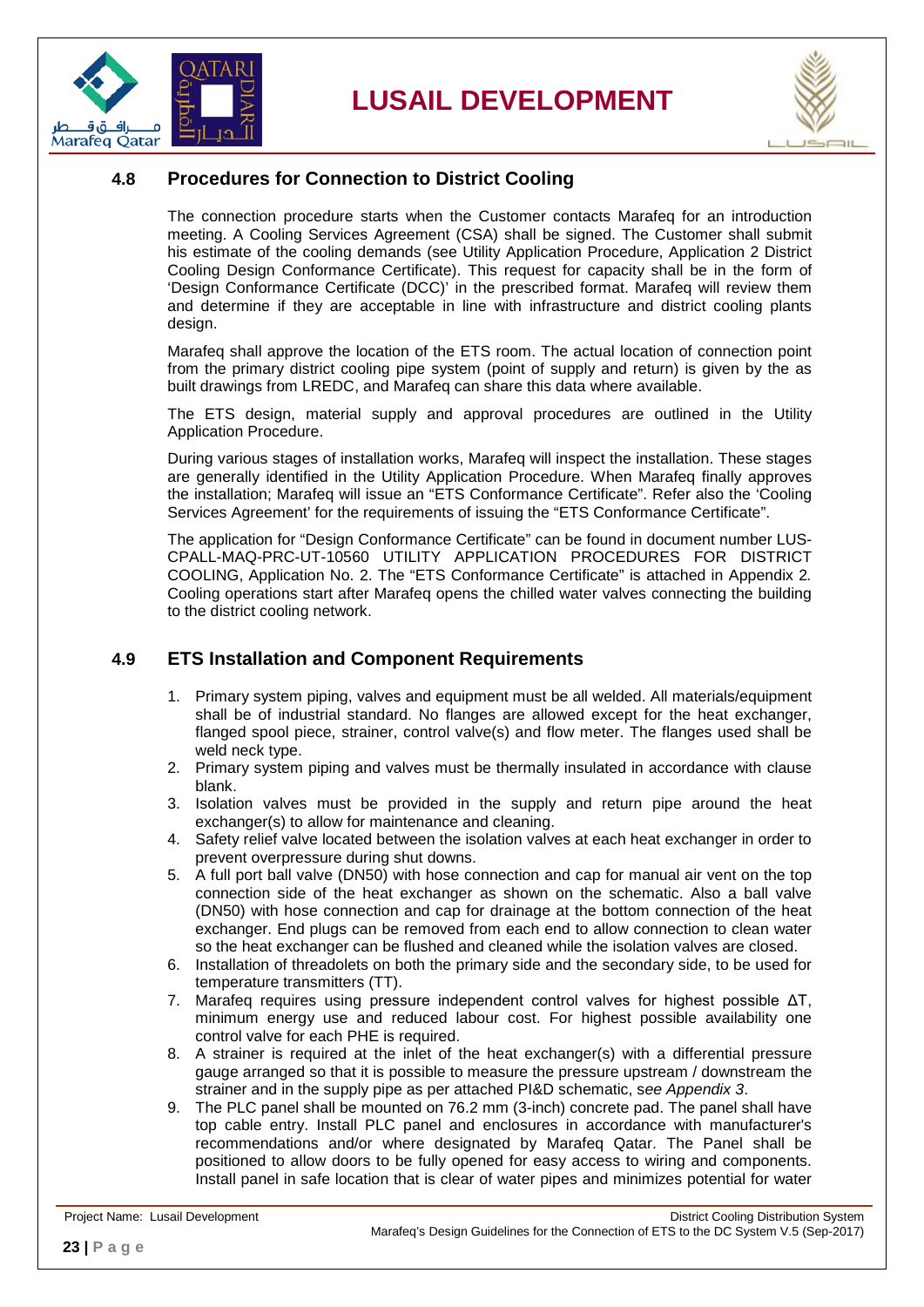## 4.8 Procedures for Connection to District Cooling

The connection procedure starts when the Customer contacts Marafeq for an introduction meeting. A Cooling Services Agreement (CSA) shall be signed. The Customer shall submit his estimate of the cooling demands (see Utility Application Procedure, Application 2 District Cooling Design Conformance Certificate). This request for capacity shall be in the form of 'Design Conformance Certificate (DCC)' in the prescribed format. Marafeq will review them and determine if they are acceptable in line with infrastructure and district cooling plants design.

Marafeq shall approve the location of the ETS room. The actual location of connection point from the primary district cooling pipe system (point of supply and return) is given by the as built drawings from LREDC, and Marafeq can share this data where available.

The ETS design, material supply and approval procedures are outlined in the Utility Application Procedure.

During various stages of installation works, Marafeq will inspect the installation. These stages are generally identified in the Utility Application Procedure. When Marafeq finally approves the installation; Marafeq will issue an "ETS Conformance Certificate". Refer also the 'Cooling Services Agreement' for the requirements of issuing the "ETS Conformance Certificate".

The application for "Design Conformance Certificate" can be found in document number LUS-CPALL-MAQ-PRC-UT-10560 UTILITY APPLICATION PROCEDURES FOR DISTRICT COOLING, Application No. 2. The "ETS Conformance Certificate" is attached in Appendix 2. Cooling operations start after Marafeq opens the chilled water valves connecting the building to the district cooling network.

## 4.9 ETS Installation and Component Requirements

1. Primary system piping, valves and equipment must be all welded. All materials/equipment shall be of industrial standard. No flanges are allowed except for the heat exchanger, flanged spool piece, strainer, control valve(s) and flow meter. The flanges used shall be weld neck type.
2. Primary system piping and valves must be thermally insulated in accordance with clause blank.
3. Isolation valves must be provided in the supply and return pipe around the heat exchanger(s) to allow for maintenance and cleaning.
4. Safety relief valve located between the isolation valves at each heat exchanger in order to prevent overpressure during shut downs.
5. A full port ball valve (DN50) with hose connection and cap for manual air vent on the top connection side of the heat exchanger as shown on the schematic. Also a ball valve (DN50) with hose connection and cap for drainage at the bottom connection of the heat exchanger. End plugs can be removed from each end to allow connection to clean water so the heat exchanger can be flushed and cleaned while the isolation valves are closed.
6. Installation of threadolets on both the primary side and the secondary side, to be used for temperature transmitters (TT).
7. Marafeq requires using pressure independent control valves for highest possible $\Delta T$, minimum energy use and reduced labour cost. For highest possible availability one control valve for each PHE is required.
8. A strainer is required at the inlet of the heat exchanger(s) with a differential pressure gauge arranged so that it is possible to measure the pressure upstream / downstream the strainer and in the supply pipe as per attached PI&D schematic, s*ee Appendix 3*.
9. The PLC panel shall be mounted on 76.2 mm (3-inch) concrete pad. The panel shall have top cable entry. Install PLC panel and enclosures in accordance with manufacturer's recommendations and/or where designated by Marafeq Qatar. The Panel shall be positioned to allow doors to be fully opened for easy access to wiring and components. Install panel in safe location that is clear of water pipes and minimizes potential for water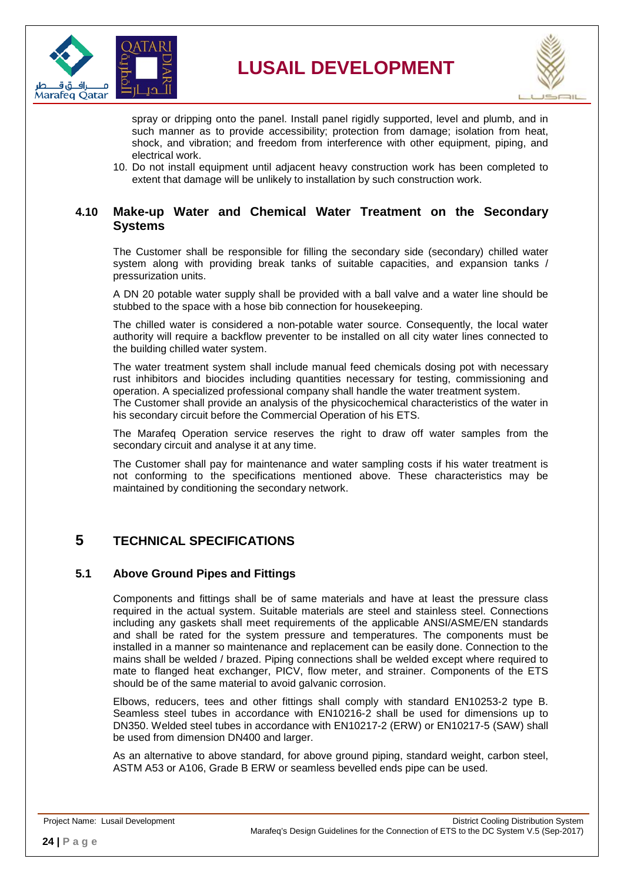spray or dripping onto the panel. Install panel rigidly supported, level and plumb, and in such manner as to provide accessibility; protection from damage; isolation from heat, shock, and vibration; and freedom from interference with other equipment, piping, and electrical work.

10. Do not install equipment until adjacent heavy construction work has been completed to extent that damage will be unlikely to installation by such construction work.

### 4.10 Make-up Water and Chemical Water Treatment on the Secondary Systems

The Customer shall be responsible for filling the secondary side (secondary) chilled water system along with providing break tanks of suitable capacities, and expansion tanks / pressurization units.

A DN 20 potable water supply shall be provided with a ball valve and a water line should be stubbed to the space with a hose bib connection for housekeeping.

The chilled water is considered a non-potable water source. Consequently, the local water authority will require a backflow preventer to be installed on all city water lines connected to the building chilled water system.

The water treatment system shall include manual feed chemicals dosing pot with necessary rust inhibitors and biocides including quantities necessary for testing, commissioning and operation. A specialized professional company shall handle the water treatment system.
The Customer shall provide an analysis of the physicochemical characteristics of the water in his secondary circuit before the Commercial Operation of his ETS.

The Marafeq Operation service reserves the right to draw off water samples from the secondary circuit and analyse it at any time.

The Customer shall pay for maintenance and water sampling costs if his water treatment is not conforming to the specifications mentioned above. These characteristics may be maintained by conditioning the secondary network.

## 5 TECHNICAL SPECIFICATIONS

### 5.1 Above Ground Pipes and Fittings

Components and fittings shall be of same materials and have at least the pressure class required in the actual system. Suitable materials are steel and stainless steel. Connections including any gaskets shall meet requirements of the applicable ANSI/ASME/EN standards and shall be rated for the system pressure and temperatures. The components must be installed in a manner so maintenance and replacement can be easily done. Connection to the mains shall be welded / brazed. Piping connections shall be welded except where required to mate to flanged heat exchanger, PICV, flow meter, and strainer. Components of the ETS should be of the same material to avoid galvanic corrosion.

Elbows, reducers, tees and other fittings shall comply with standard EN10253-2 type B. Seamless steel tubes in accordance with EN10216-2 shall be used for dimensions up to DN350. Welded steel tubes in accordance with EN10217-2 (ERW) or EN10217-5 (SAW) shall be used from dimension DN400 and larger.

As an alternative to above standard, for above ground piping, standard weight, carbon steel, ASTM A53 or A106, Grade B ERW or seamless bevelled ends pipe can be used.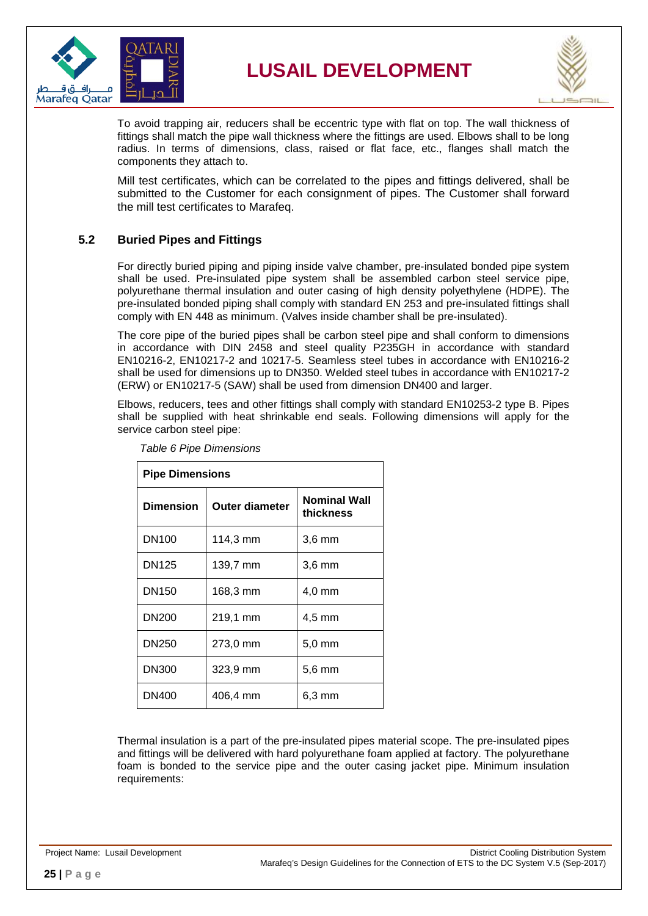To avoid trapping air, reducers shall be eccentric type with flat on top. The wall thickness of fittings shall match the pipe wall thickness where the fittings are used. Elbows shall to be long radius. In terms of dimensions, class, raised or flat face, etc., flanges shall match the components they attach to.

Mill test certificates, which can be correlated to the pipes and fittings delivered, shall be submitted to the Customer for each consignment of pipes. The Customer shall forward the mill test certificates to Marafeq.

## 5.2 Buried Pipes and Fittings

For directly buried piping and piping inside valve chamber, pre-insulated bonded pipe system shall be used. Pre-insulated pipe system shall be assembled carbon steel service pipe, polyurethane thermal insulation and outer casing of high density polyethylene (HDPE). The pre-insulated bonded piping shall comply with standard EN 253 and pre-insulated fittings shall comply with EN 448 as minimum. (Valves inside chamber shall be pre-insulated).

The core pipe of the buried pipes shall be carbon steel pipe and shall conform to dimensions in accordance with DIN 2458 and steel quality P235GH in accordance with standard EN10216-2, EN10217-2 and 10217-5. Seamless steel tubes in accordance with EN10216-2 shall be used for dimensions up to DN350. Welded steel tubes in accordance with EN10217-2 (ERW) or EN10217-5 (SAW) shall be used from dimension DN400 and larger.

Elbows, reducers, tees and other fittings shall comply with standard EN10253-2 type B. Pipes shall be supplied with heat shrinkable end seals. Following dimensions will apply for the service carbon steel pipe:

*Table 6 Pipe Dimensions*

| **Pipe Dimensions** | | |
|---|---|---|
| **Dimension** | **Outer diameter** | **Nominal Wall thickness** |
| DN100 | 114,3 mm | 3,6 mm |
| DN125 | 139,7 mm | 3,6 mm |
| DN150 | 168,3 mm | 4,0 mm |
| DN200 | 219,1 mm | 4,5 mm |
| DN250 | 273,0 mm | 5,0 mm |
| DN300 | 323,9 mm | 5,6 mm |
| DN400 | 406,4 mm | 6,3 mm |

Thermal insulation is a part of the pre-insulated pipes material scope. The pre-insulated pipes and fittings will be delivered with hard polyurethane foam applied at factory. The polyurethane foam is bonded to the service pipe and the outer casing jacket pipe. Minimum insulation requirements: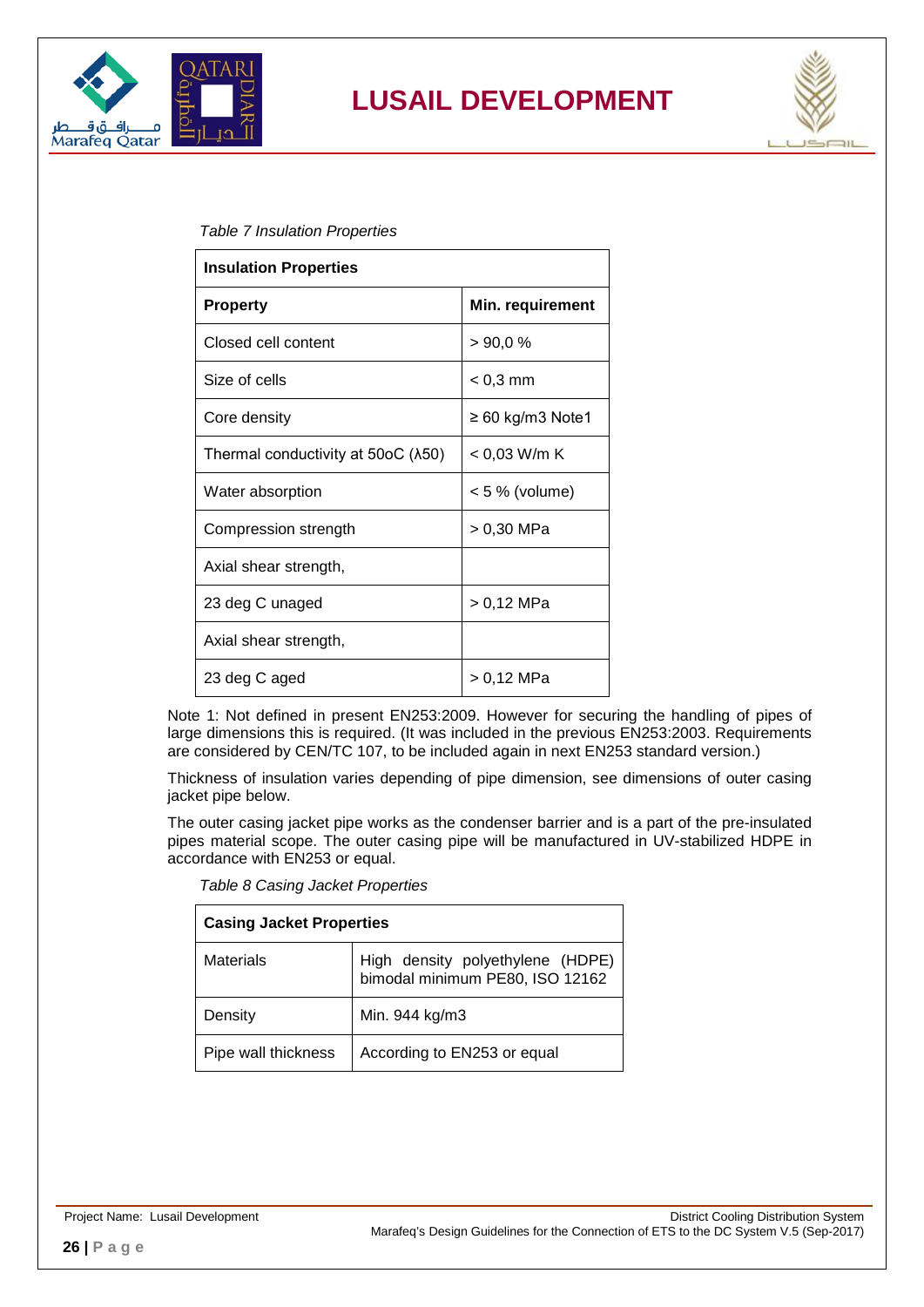*Table 7 Insulation Properties*

| Insulation Properties | |
|---|---|
| **Property** | **Min. requirement** |
| Closed cell content | > 90,0 % |
| Size of cells | < 0,3 mm |
| Core density | ≥ 60 kg/m3 Note1 |
| Thermal conductivity at 50oC (λ50) | < 0,03 W/m K |
| Water absorption | < 5 % (volume) |
| Compression strength | > 0,30 MPa |
| Axial shear strength, | |
| 23 deg C unaged | > 0,12 MPa |
| Axial shear strength, | |
| 23 deg C aged | > 0,12 MPa |

Note 1: Not defined in present EN253:2009. However for securing the handling of pipes of large dimensions this is required. (It was included in the previous EN253:2003. Requirements are considered by CEN/TC 107, to be included again in next EN253 standard version.)

Thickness of insulation varies depending of pipe dimension, see dimensions of outer casing jacket pipe below.

The outer casing jacket pipe works as the condenser barrier and is a part of the pre-insulated pipes material scope. The outer casing pipe will be manufactured in UV-stabilized HDPE in accordance with EN253 or equal.

*Table 8 Casing Jacket Properties*

| Casing Jacket Properties | |
|---|---|
| Materials | High density polyethylene (HDPE) bimodal minimum PE80, ISO 12162 |
| Density | Min. 944 kg/m3 |
| Pipe wall thickness | According to EN253 or equal |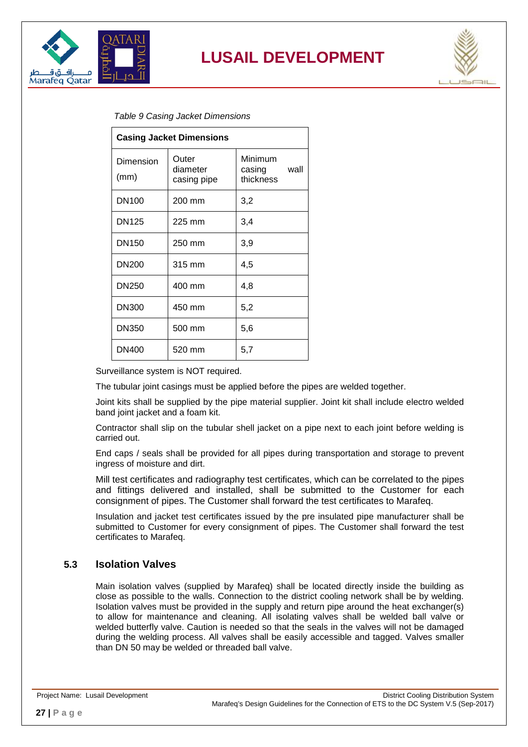*Table 9 Casing Jacket Dimensions*

| Casing Jacket Dimensions | | |
|---|---|---|
| Dimension (mm) | Outer diameter casing pipe | Minimum casing wall thickness |
| DN100 | 200 mm | 3,2 |
| DN125 | 225 mm | 3,4 |
| DN150 | 250 mm | 3,9 |
| DN200 | 315 mm | 4,5 |
| DN250 | 400 mm | 4,8 |
| DN300 | 450 mm | 5,2 |
| DN350 | 500 mm | 5,6 |
| DN400 | 520 mm | 5,7 |

Surveillance system is NOT required.

The tubular joint casings must be applied before the pipes are welded together.

Joint kits shall be supplied by the pipe material supplier. Joint kit shall include electro welded band joint jacket and a foam kit.

Contractor shall slip on the tubular shell jacket on a pipe next to each joint before welding is carried out.

End caps / seals shall be provided for all pipes during transportation and storage to prevent ingress of moisture and dirt.

Mill test certificates and radiography test certificates, which can be correlated to the pipes and fittings delivered and installed, shall be submitted to the Customer for each consignment of pipes. The Customer shall forward the test certificates to Marafeq.

Insulation and jacket test certificates issued by the pre insulated pipe manufacturer shall be submitted to Customer for every consignment of pipes. The Customer shall forward the test certificates to Marafeq.

## 5.3 Isolation Valves

Main isolation valves (supplied by Marafeq) shall be located directly inside the building as close as possible to the walls. Connection to the district cooling network shall be by welding. Isolation valves must be provided in the supply and return pipe around the heat exchanger(s) to allow for maintenance and cleaning. All isolating valves shall be welded ball valve or welded butterfly valve. Caution is needed so that the seals in the valves will not be damaged during the welding process. All valves shall be easily accessible and tagged. Valves smaller than DN 50 may be welded or threaded ball valve.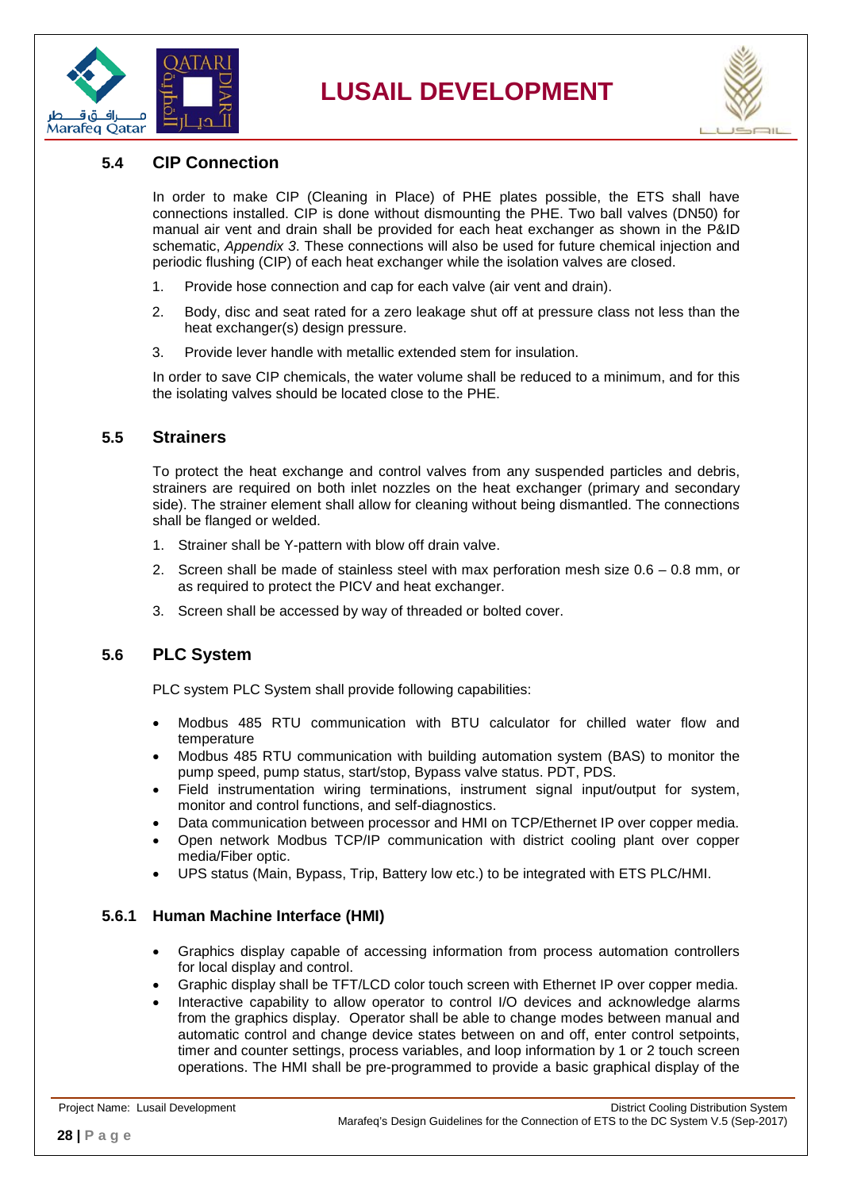## 5.4 CIP Connection

In order to make CIP (Cleaning in Place) of PHE plates possible, the ETS shall have connections installed. CIP is done without dismounting the PHE. Two ball valves (DN50) for manual air vent and drain shall be provided for each heat exchanger as shown in the P&ID schematic, *Appendix 3*. These connections will also be used for future chemical injection and periodic flushing (CIP) of each heat exchanger while the isolation valves are closed.

1. Provide hose connection and cap for each valve (air vent and drain).
2. Body, disc and seat rated for a zero leakage shut off at pressure class not less than the heat exchanger(s) design pressure.
3. Provide lever handle with metallic extended stem for insulation.

In order to save CIP chemicals, the water volume shall be reduced to a minimum, and for this the isolating valves should be located close to the PHE.

## 5.5 Strainers

To protect the heat exchange and control valves from any suspended particles and debris, strainers are required on both inlet nozzles on the heat exchanger (primary and secondary side). The strainer element shall allow for cleaning without being dismantled. The connections shall be flanged or welded.

1. Strainer shall be Y-pattern with blow off drain valve.
2. Screen shall be made of stainless steel with max perforation mesh size 0.6 – 0.8 mm, or as required to protect the PICV and heat exchanger.
3. Screen shall be accessed by way of threaded or bolted cover.

## 5.6 PLC System

PLC system PLC System shall provide following capabilities:

- Modbus 485 RTU communication with BTU calculator for chilled water flow and temperature
- Modbus 485 RTU communication with building automation system (BAS) to monitor the pump speed, pump status, start/stop, Bypass valve status. PDT, PDS.
- Field instrumentation wiring terminations, instrument signal input/output for system, monitor and control functions, and self-diagnostics.
- Data communication between processor and HMI on TCP/Ethernet IP over copper media.
- Open network Modbus TCP/IP communication with district cooling plant over copper media/Fiber optic.
- UPS status (Main, Bypass, Trip, Battery low etc.) to be integrated with ETS PLC/HMI.

### 5.6.1 Human Machine Interface (HMI)

- Graphics display capable of accessing information from process automation controllers for local display and control.
- Graphic display shall be TFT/LCD color touch screen with Ethernet IP over copper media.
- Interactive capability to allow operator to control I/O devices and acknowledge alarms from the graphics display. Operator shall be able to change modes between manual and automatic control and change device states between on and off, enter control setpoints, timer and counter settings, process variables, and loop information by 1 or 2 touch screen operations. The HMI shall be pre-programmed to provide a basic graphical display of the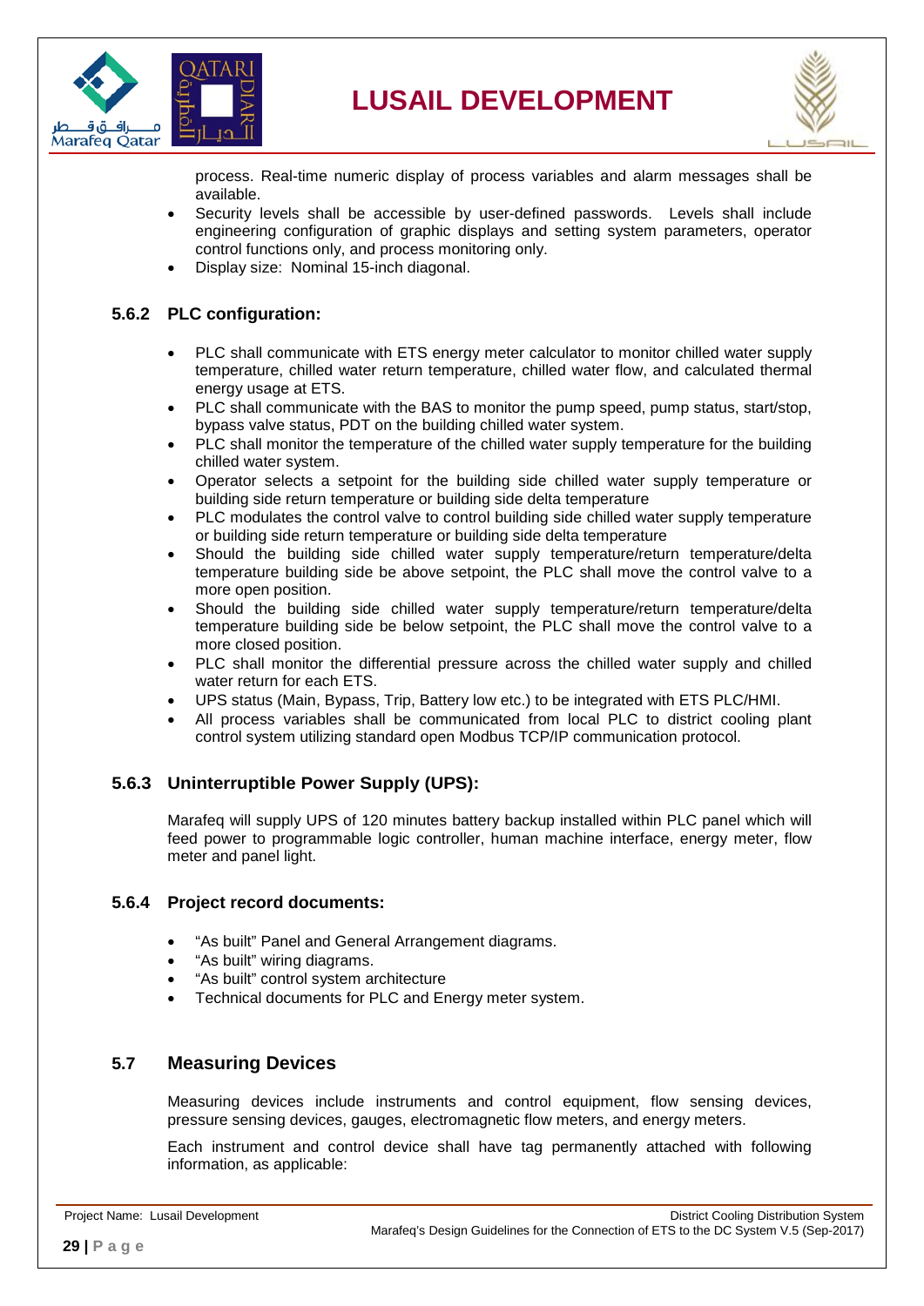process. Real-time numeric display of process variables and alarm messages shall be available.

- Security levels shall be accessible by user-defined passwords. Levels shall include engineering configuration of graphic displays and setting system parameters, operator control functions only, and process monitoring only.
- Display size: Nominal 15-inch diagonal.

### 5.6.2 PLC configuration:

- PLC shall communicate with ETS energy meter calculator to monitor chilled water supply temperature, chilled water return temperature, chilled water flow, and calculated thermal energy usage at ETS.
- PLC shall communicate with the BAS to monitor the pump speed, pump status, start/stop, bypass valve status, PDT on the building chilled water system.
- PLC shall monitor the temperature of the chilled water supply temperature for the building chilled water system.
- Operator selects a setpoint for the building side chilled water supply temperature or building side return temperature or building side delta temperature
- PLC modulates the control valve to control building side chilled water supply temperature or building side return temperature or building side delta temperature
- Should the building side chilled water supply temperature/return temperature/delta temperature building side be above setpoint, the PLC shall move the control valve to a more open position.
- Should the building side chilled water supply temperature/return temperature/delta temperature building side be below setpoint, the PLC shall move the control valve to a more closed position.
- PLC shall monitor the differential pressure across the chilled water supply and chilled water return for each ETS.
- UPS status (Main, Bypass, Trip, Battery low etc.) to be integrated with ETS PLC/HMI.
- All process variables shall be communicated from local PLC to district cooling plant control system utilizing standard open Modbus TCP/IP communication protocol.

### 5.6.3 Uninterruptible Power Supply (UPS):

Marafeq will supply UPS of 120 minutes battery backup installed within PLC panel which will feed power to programmable logic controller, human machine interface, energy meter, flow meter and panel light.

### 5.6.4 Project record documents:

- "As built" Panel and General Arrangement diagrams.
- "As built" wiring diagrams.
- "As built" control system architecture
- Technical documents for PLC and Energy meter system.

## 5.7 Measuring Devices

Measuring devices include instruments and control equipment, flow sensing devices, pressure sensing devices, gauges, electromagnetic flow meters, and energy meters.

Each instrument and control device shall have tag permanently attached with following information, as applicable: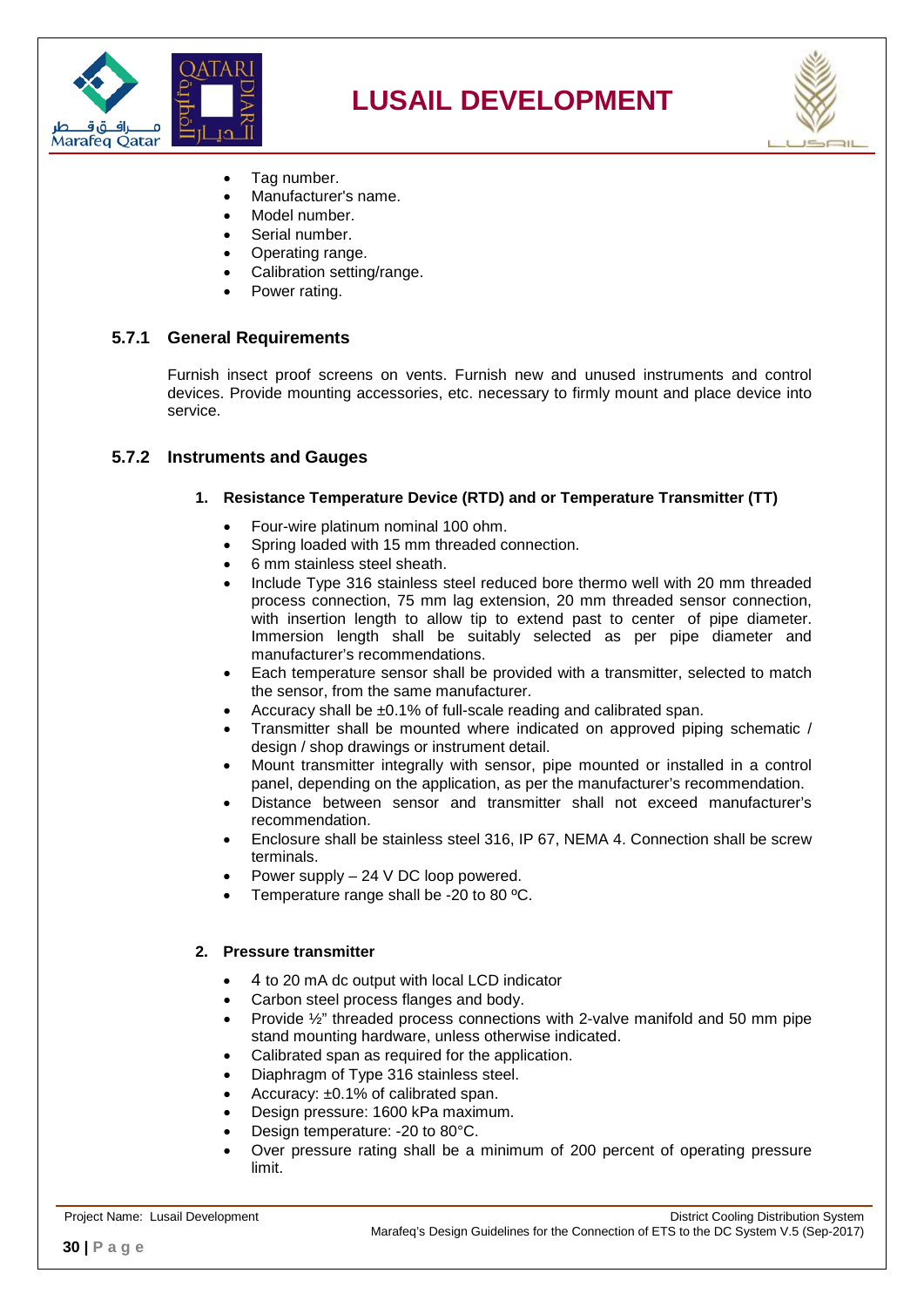- Tag number.
- Manufacturer's name.
- Model number.
- Serial number.
- Operating range.
- Calibration setting/range.
- Power rating.

### 5.7.1 General Requirements

Furnish insect proof screens on vents. Furnish new and unused instruments and control devices. Provide mounting accessories, etc. necessary to firmly mount and place device into service.

### 5.7.2 Instruments and Gauges

**1. Resistance Temperature Device (RTD) and or Temperature Transmitter (TT)**

- Four-wire platinum nominal 100 ohm.
- Spring loaded with 15 mm threaded connection.
- 6 mm stainless steel sheath.
- Include Type 316 stainless steel reduced bore thermo well with 20 mm threaded process connection, 75 mm lag extension, 20 mm threaded sensor connection, with insertion length to allow tip to extend past to center of pipe diameter. Immersion length shall be suitably selected as per pipe diameter and manufacturer's recommendations.
- Each temperature sensor shall be provided with a transmitter, selected to match the sensor, from the same manufacturer.
- Accuracy shall be ±0.1% of full-scale reading and calibrated span.
- Transmitter shall be mounted where indicated on approved piping schematic / design / shop drawings or instrument detail.
- Mount transmitter integrally with sensor, pipe mounted or installed in a control panel, depending on the application, as per the manufacturer's recommendation.
- Distance between sensor and transmitter shall not exceed manufacturer's recommendation.
- Enclosure shall be stainless steel 316, IP 67, NEMA 4. Connection shall be screw terminals.
- Power supply – 24 V DC loop powered.
- Temperature range shall be -20 to 80 ºC.

**2. Pressure transmitter**

- 4 to 20 mA dc output with local LCD indicator
- Carbon steel process flanges and body.
- Provide ½" threaded process connections with 2-valve manifold and 50 mm pipe stand mounting hardware, unless otherwise indicated.
- Calibrated span as required for the application.
- Diaphragm of Type 316 stainless steel.
- Accuracy: ±0.1% of calibrated span.
- Design pressure: 1600 kPa maximum.
- Design temperature: -20 to 80°C.
- Over pressure rating shall be a minimum of 200 percent of operating pressure limit.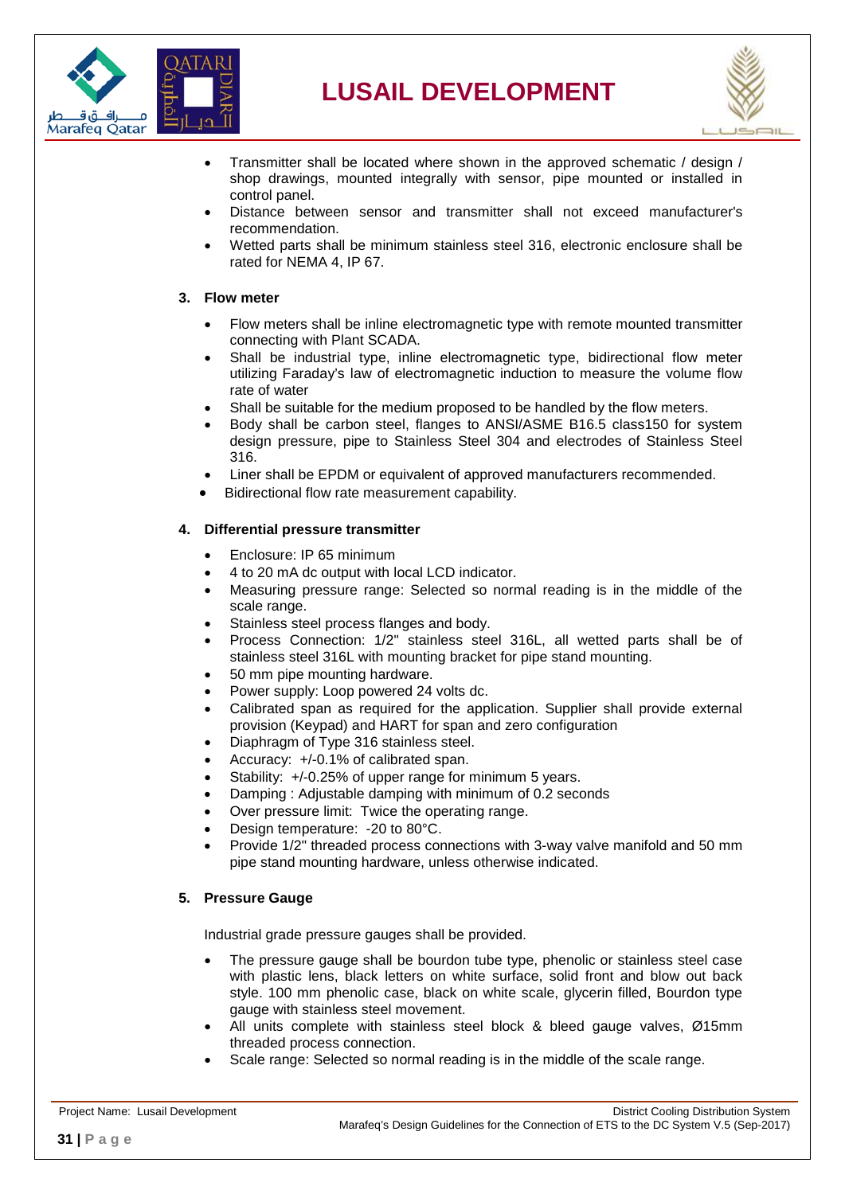- Transmitter shall be located where shown in the approved schematic / design / shop drawings, mounted integrally with sensor, pipe mounted or installed in control panel.
- Distance between sensor and transmitter shall not exceed manufacturer's recommendation.
- Wetted parts shall be minimum stainless steel 316, electronic enclosure shall be rated for NEMA 4, IP 67.

**3. Flow meter**

- Flow meters shall be inline electromagnetic type with remote mounted transmitter connecting with Plant SCADA.
- Shall be industrial type, inline electromagnetic type, bidirectional flow meter utilizing Faraday's law of electromagnetic induction to measure the volume flow rate of water
- Shall be suitable for the medium proposed to be handled by the flow meters.
- Body shall be carbon steel, flanges to ANSI/ASME B16.5 class150 for system design pressure, pipe to Stainless Steel 304 and electrodes of Stainless Steel 316.
- Liner shall be EPDM or equivalent of approved manufacturers recommended.
- Bidirectional flow rate measurement capability.

**4. Differential pressure transmitter**

- Enclosure: IP 65 minimum
- 4 to 20 mA dc output with local LCD indicator.
- Measuring pressure range: Selected so normal reading is in the middle of the scale range.
- Stainless steel process flanges and body.
- Process Connection: 1/2" stainless steel 316L, all wetted parts shall be of stainless steel 316L with mounting bracket for pipe stand mounting.
- 50 mm pipe mounting hardware.
- Power supply: Loop powered 24 volts dc.
- Calibrated span as required for the application. Supplier shall provide external provision (Keypad) and HART for span and zero configuration
- Diaphragm of Type 316 stainless steel.
- Accuracy: +/-0.1% of calibrated span.
- Stability: +/-0.25% of upper range for minimum 5 years.
- Damping : Adjustable damping with minimum of 0.2 seconds
- Over pressure limit: Twice the operating range.
- Design temperature: -20 to 80°C.
- Provide 1/2" threaded process connections with 3-way valve manifold and 50 mm pipe stand mounting hardware, unless otherwise indicated.

**5. Pressure Gauge**

Industrial grade pressure gauges shall be provided.

- The pressure gauge shall be bourdon tube type, phenolic or stainless steel case with plastic lens, black letters on white surface, solid front and blow out back style. 100 mm phenolic case, black on white scale, glycerin filled, Bourdon type gauge with stainless steel movement.
- All units complete with stainless steel block & bleed gauge valves, Ø15mm threaded process connection.
- Scale range: Selected so normal reading is in the middle of the scale range.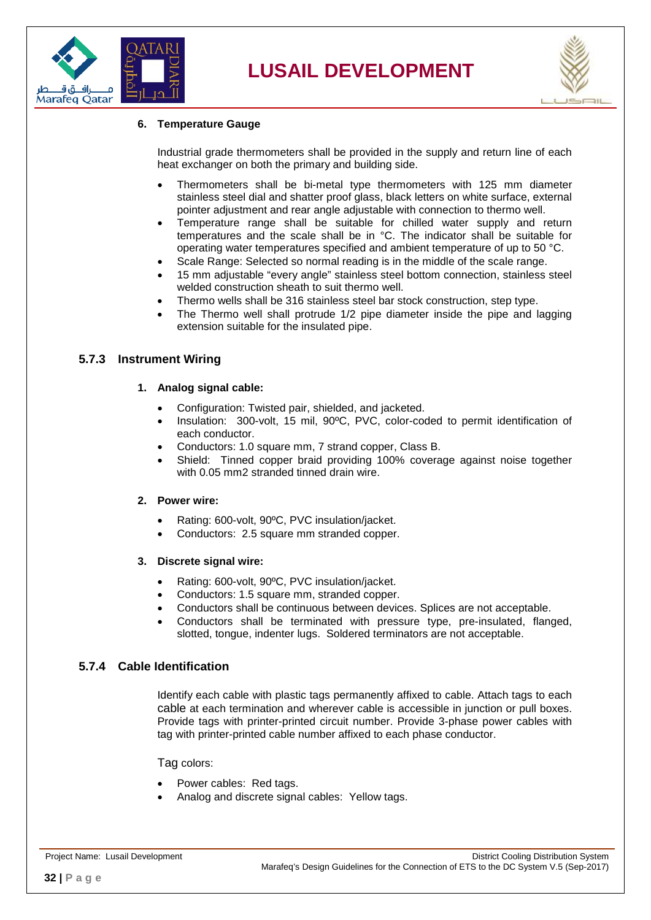6. **Temperature Gauge**

   Industrial grade thermometers shall be provided in the supply and return line of each heat exchanger on both the primary and building side.

   - Thermometers shall be bi-metal type thermometers with 125 mm diameter stainless steel dial and shatter proof glass, black letters on white surface, external pointer adjustment and rear angle adjustable with connection to thermo well.
   - Temperature range shall be suitable for chilled water supply and return temperatures and the scale shall be in °C. The indicator shall be suitable for operating water temperatures specified and ambient temperature of up to 50 °C.
   - Scale Range: Selected so normal reading is in the middle of the scale range.
   - 15 mm adjustable "every angle" stainless steel bottom connection, stainless steel welded construction sheath to suit thermo well.
   - Thermo wells shall be 316 stainless steel bar stock construction, step type.
   - The Thermo well shall protrude 1/2 pipe diameter inside the pipe and lagging extension suitable for the insulated pipe.

### 5.7.3 Instrument Wiring

1. **Analog signal cable:**

   - Configuration: Twisted pair, shielded, and jacketed.
   - Insulation: 300-volt, 15 mil, 90ºC, PVC, color-coded to permit identification of each conductor.
   - Conductors: 1.0 square mm, 7 strand copper, Class B.
   - Shield: Tinned copper braid providing 100% coverage against noise together with 0.05 mm2 stranded tinned drain wire.

2. **Power wire:**

   - Rating: 600-volt, 90ºC, PVC insulation/jacket.
   - Conductors: 2.5 square mm stranded copper.

3. **Discrete signal wire:**

   - Rating: 600-volt, 90ºC, PVC insulation/jacket.
   - Conductors: 1.5 square mm, stranded copper.
   - Conductors shall be continuous between devices. Splices are not acceptable.
   - Conductors shall be terminated with pressure type, pre-insulated, flanged, slotted, tongue, indenter lugs. Soldered terminators are not acceptable.

### 5.7.4 Cable Identification

Identify each cable with plastic tags permanently affixed to cable. Attach tags to each cable at each termination and wherever cable is accessible in junction or pull boxes. Provide tags with printer-printed circuit number. Provide 3-phase power cables with tag with printer-printed cable number affixed to each phase conductor.

Tag colors:

- Power cables: Red tags.
- Analog and discrete signal cables: Yellow tags.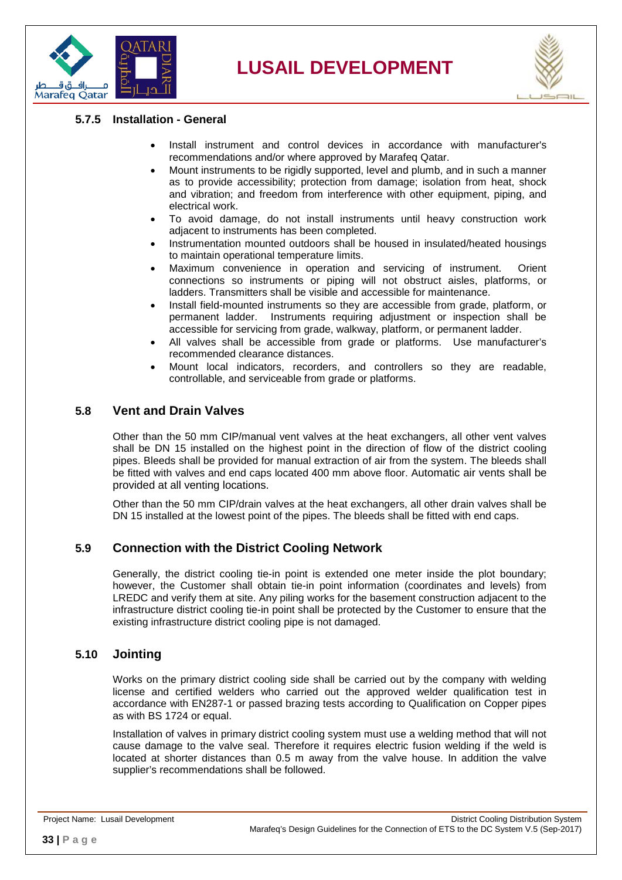### 5.7.5 Installation - General

- Install instrument and control devices in accordance with manufacturer's recommendations and/or where approved by Marafeq Qatar.
- Mount instruments to be rigidly supported, level and plumb, and in such a manner as to provide accessibility; protection from damage; isolation from heat, shock and vibration; and freedom from interference with other equipment, piping, and electrical work.
- To avoid damage, do not install instruments until heavy construction work adjacent to instruments has been completed.
- Instrumentation mounted outdoors shall be housed in insulated/heated housings to maintain operational temperature limits.
- Maximum convenience in operation and servicing of instrument. Orient connections so instruments or piping will not obstruct aisles, platforms, or ladders. Transmitters shall be visible and accessible for maintenance.
- Install field-mounted instruments so they are accessible from grade, platform, or permanent ladder. Instruments requiring adjustment or inspection shall be accessible for servicing from grade, walkway, platform, or permanent ladder.
- All valves shall be accessible from grade or platforms. Use manufacturer's recommended clearance distances.
- Mount local indicators, recorders, and controllers so they are readable, controllable, and serviceable from grade or platforms.

## 5.8 Vent and Drain Valves

Other than the 50 mm CIP/manual vent valves at the heat exchangers, all other vent valves shall be DN 15 installed on the highest point in the direction of flow of the district cooling pipes. Bleeds shall be provided for manual extraction of air from the system. The bleeds shall be fitted with valves and end caps located 400 mm above floor. Automatic air vents shall be provided at all venting locations.

Other than the 50 mm CIP/drain valves at the heat exchangers, all other drain valves shall be DN 15 installed at the lowest point of the pipes. The bleeds shall be fitted with end caps.

## 5.9 Connection with the District Cooling Network

Generally, the district cooling tie-in point is extended one meter inside the plot boundary; however, the Customer shall obtain tie-in point information (coordinates and levels) from LREDC and verify them at site. Any piling works for the basement construction adjacent to the infrastructure district cooling tie-in point shall be protected by the Customer to ensure that the existing infrastructure district cooling pipe is not damaged.

## 5.10 Jointing

Works on the primary district cooling side shall be carried out by the company with welding license and certified welders who carried out the approved welder qualification test in accordance with EN287-1 or passed brazing tests according to Qualification on Copper pipes as with BS 1724 or equal.

Installation of valves in primary district cooling system must use a welding method that will not cause damage to the valve seal. Therefore it requires electric fusion welding if the weld is located at shorter distances than 0.5 m away from the valve house. In addition the valve supplier's recommendations shall be followed.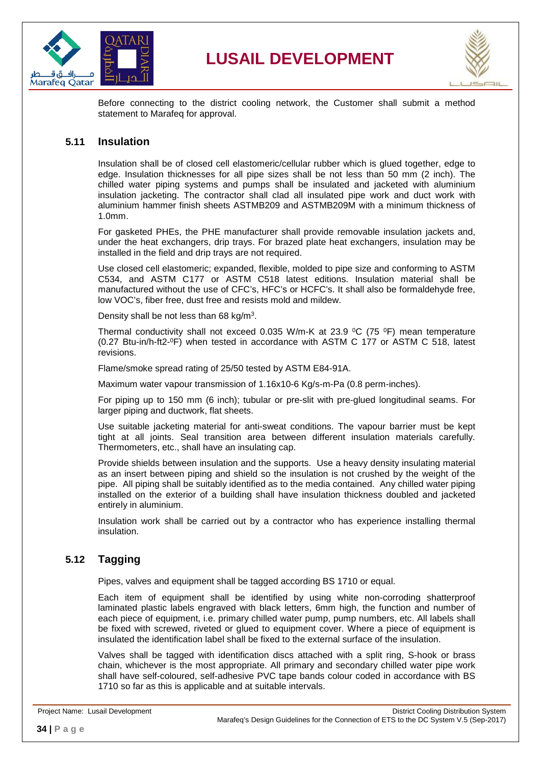Before connecting to the district cooling network, the Customer shall submit a method statement to Marafeq for approval.

## 5.11 Insulation

Insulation shall be of closed cell elastomeric/cellular rubber which is glued together, edge to edge. Insulation thicknesses for all pipe sizes shall be not less than 50 mm (2 inch). The chilled water piping systems and pumps shall be insulated and jacketed with aluminium insulation jacketing. The contractor shall clad all insulated pipe work and duct work with aluminium hammer finish sheets ASTMB209 and ASTMB209M with a minimum thickness of 1.0mm.

For gasketed PHEs, the PHE manufacturer shall provide removable insulation jackets and, under the heat exchangers, drip trays. For brazed plate heat exchangers, insulation may be installed in the field and drip trays are not required.

Use closed cell elastomeric; expanded, flexible, molded to pipe size and conforming to ASTM C534, and ASTM C177 or ASTM C518 latest editions. Insulation material shall be manufactured without the use of CFC's, HFC's or HCFC's. It shall also be formaldehyde free, low VOC's, fiber free, dust free and resists mold and mildew.

Density shall be not less than 68 kg/m$^3$.

Thermal conductivity shall not exceed 0.035 W/m-K at 23.9 $^0$C (75 $^0$F) mean temperature (0.27 Btu-in/h-ft2-$^0$F) when tested in accordance with ASTM C 177 or ASTM C 518, latest revisions.

Flame/smoke spread rating of 25/50 tested by ASTM E84-91A.

Maximum water vapour transmission of 1.16x10-6 Kg/s-m-Pa (0.8 perm-inches).

For piping up to 150 mm (6 inch); tubular or pre-slit with pre-glued longitudinal seams. For larger piping and ductwork, flat sheets.

Use suitable jacketing material for anti-sweat conditions. The vapour barrier must be kept tight at all joints. Seal transition area between different insulation materials carefully. Thermometers, etc., shall have an insulating cap.

Provide shields between insulation and the supports. Use a heavy density insulating material as an insert between piping and shield so the insulation is not crushed by the weight of the pipe. All piping shall be suitably identified as to the media contained. Any chilled water piping installed on the exterior of a building shall have insulation thickness doubled and jacketed entirely in aluminium.

Insulation work shall be carried out by a contractor who has experience installing thermal insulation.

## 5.12 Tagging

Pipes, valves and equipment shall be tagged according BS 1710 or equal.

Each item of equipment shall be identified by using white non-corroding shatterproof laminated plastic labels engraved with black letters, 6mm high, the function and number of each piece of equipment, i.e. primary chilled water pump, pump numbers, etc. All labels shall be fixed with screwed, riveted or glued to equipment cover. Where a piece of equipment is insulated the identification label shall be fixed to the external surface of the insulation.

Valves shall be tagged with identification discs attached with a split ring, S-hook or brass chain, whichever is the most appropriate. All primary and secondary chilled water pipe work shall have self-coloured, self-adhesive PVC tape bands colour coded in accordance with BS 1710 so far as this is applicable and at suitable intervals.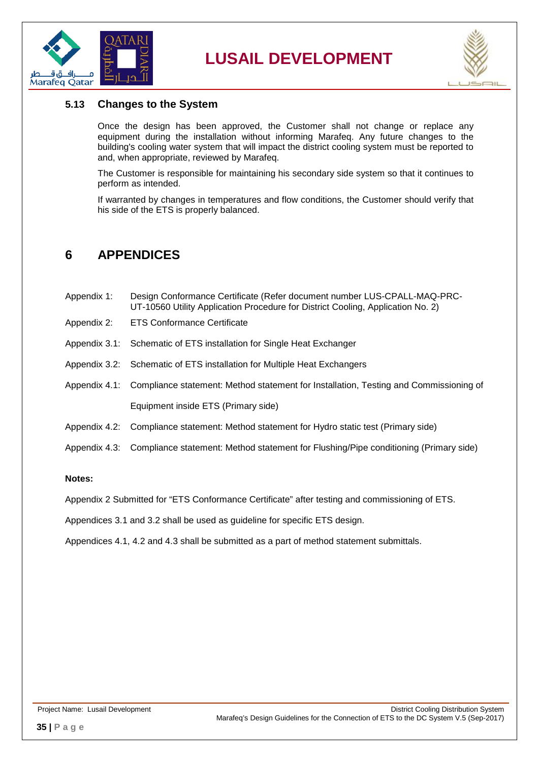### 5.13 Changes to the System

Once the design has been approved, the Customer shall not change or replace any equipment during the installation without informing Marafeq. Any future changes to the building's cooling water system that will impact the district cooling system must be reported to and, when appropriate, reviewed by Marafeq.

The Customer is responsible for maintaining his secondary side system so that it continues to perform as intended.

If warranted by changes in temperatures and flow conditions, the Customer should verify that his side of the ETS is properly balanced.

# 6 APPENDICES

Appendix 1: Design Conformance Certificate (Refer document number LUS-CPALL-MAQ-PRC-UT-10560 Utility Application Procedure for District Cooling, Application No. 2)

Appendix 2: ETS Conformance Certificate

Appendix 3.1: Schematic of ETS installation for Single Heat Exchanger

Appendix 3.2: Schematic of ETS installation for Multiple Heat Exchangers

Appendix 4.1: Compliance statement: Method statement for Installation, Testing and Commissioning of Equipment inside ETS (Primary side)

Appendix 4.2: Compliance statement: Method statement for Hydro static test (Primary side)

Appendix 4.3: Compliance statement: Method statement for Flushing/Pipe conditioning (Primary side)

**Notes:**

Appendix 2 Submitted for "ETS Conformance Certificate" after testing and commissioning of ETS.

Appendices 3.1 and 3.2 shall be used as guideline for specific ETS design.

Appendices 4.1, 4.2 and 4.3 shall be submitted as a part of method statement submittals.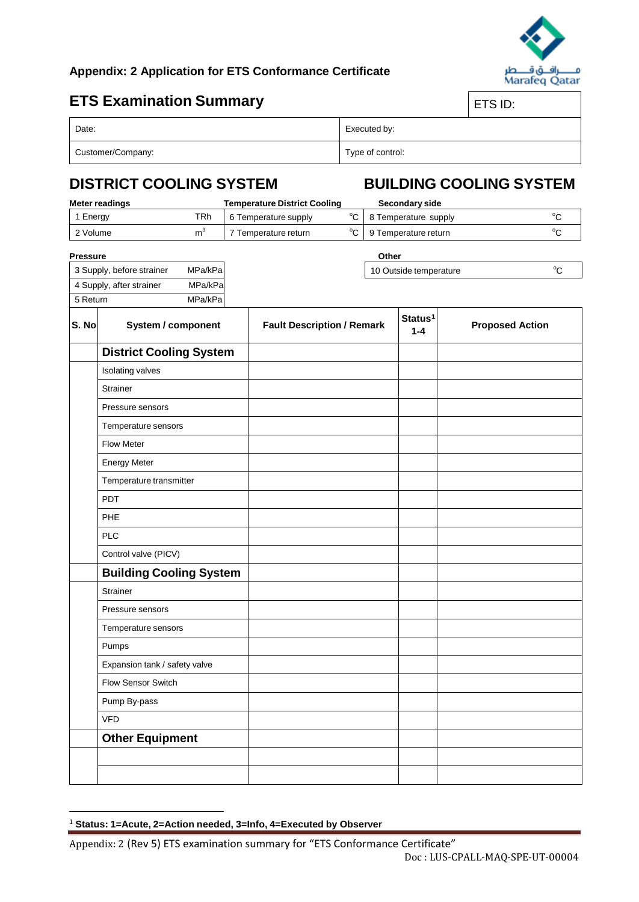## Appendix: 2 Application for ETS Conformance Certificate

## ETS Examination Summary

| ETS ID: | |
|---|---|
| Date: | Executed by: |
| Customer/Company: | Type of control: |

## DISTRICT COOLING SYSTEM

## BUILDING COOLING SYSTEM

| Meter readings | | Temperature District Cooling | | Secondary side | |
|---|---|---|---|---|---|
| 1 Energy | TRh | 6 Temperature supply | °C | 8 Temperature supply | °C |
| 2 Volume | $m^3$ | 7 Temperature return | °C | 9 Temperature return | °C |

| Pressure | |
|---|---|
| 3 Supply, before strainer | MPa/kPa |
| 4 Supply, after strainer | MPa/kPa |
| 5 Return | MPa/kPa |

| Other | |
|---|---|
| 10 Outside temperature | °C |

| S. No | System / component | Fault Description / Remark | Status[1] 1-4 | Proposed Action |
|---|---|---|---|---|
| | **District Cooling System** | | | |
| | Isolating valves | | | |
| | Strainer | | | |
| | Pressure sensors | | | |
| | Temperature sensors | | | |
| | Flow Meter | | | |
| | Energy Meter | | | |
| | Temperature transmitter | | | |
| | PDT | | | |
| | PHE | | | |
| | PLC | | | |
| | Control valve (PICV) | | | |
| | **Building Cooling System** | | | |
| | Strainer | | | |
| | Pressure sensors | | | |
| | Temperature sensors | | | |
| | Pumps | | | |
| | Expansion tank / safety valve | | | |
| | Flow Sensor Switch | | | |
| | Pump By-pass | | | |
| | VFD | | | |
| | **Other Equipment** | | | |
| | | | | |
| | | | | |

[1] **Status: 1=Acute, 2=Action needed, 3=Info, 4=Executed by Observer**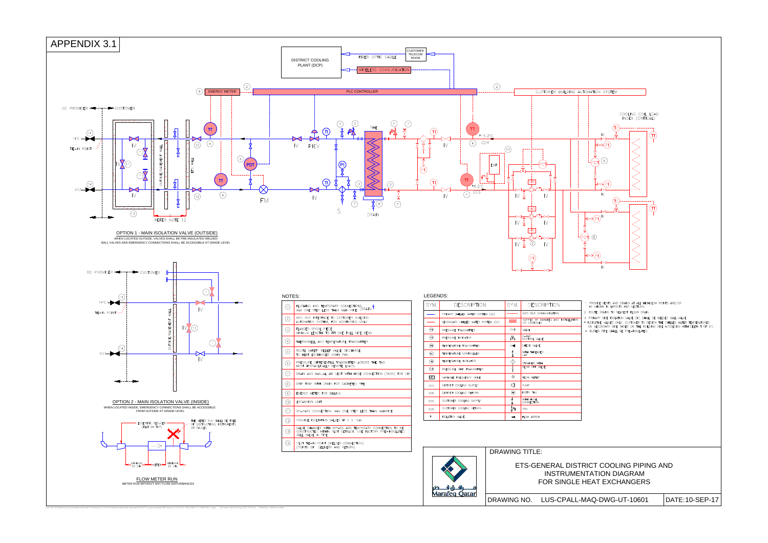# APPENDIX 3.1

OPTION 1 - MAIN ISOLATION VALVE (OUTSIDE)
WHEN LOCATED OUTSIDE, VALVES SHALL BE PRE-INSULATED WELDED BALL VALVES AND EMERGENCY CONNECTIONS SHALL BE ACCESSIBLE AT GRADE LEVEL

OPTION 2 - MAIN ISOLATION VALVE (INSIDE)
WHEN LOCATED INSIDE, EMERGENCY CONNECTIONS SHALL BE ACCESSIBLE FROM OUTSIDE AT GRADE LEVEL

FLOW METER RUN
METER RUN WITHOUT ANY FLOW DISTURBANCES

## NOTES:

| | |
|---|---|
| 1 | FLUSHING AND TEMPORARY CONNECTIONS, MAX ONE STEP LESS THAN MAIN PIPE. |
| 2 | MOD BUS INTERFACE TO CUSTOMER BUILDING AUTOMATION SYSTEM, FOR MONITORING ONLY. |
| 3 | FLANGED SPOOL PIECE MINIMUM LENGTH TO FIT ONE FULL SIZE BEND |
| 4 | THERMOWELL AND TEMPERATURE TRANSMITTER |
| 5 | ROUTE SAFETY RELIEF VALVE DISCHARGE TO HEAT EXCHANGER DRAIN PAN. |
| 6 | PRESSURE DIFFERENTIAL TRANSMITTER ACROSS THE TWO MOST HYDRAULICALLY REMOTE LOADS. |
| 7 | DRAIN AND MANUAL AIR VENT WITH HOSE CONNECTION (DN50) FOR CIP |
| 8 | DRIP TRAY WITH DRAIN FOR GASKETED PHE |
| 9 | ENERGY METER FOR BILLING. |
| 10 | EXPANSION UNIT |
| 11 | BY-PASS CONNECTION, MAX ONE STEP LESS THAN MAINPIPE |
| 12 | PROVIDE ISOLATION VALVES IF X > 10m |
| 13 | VALVE CHAMBER WITH BYPASS AND TEMPORARY CONNECTION TO BE CONSTRUCTED WITHIN PLOT SETBACK. USE FACTORY PRE-INSULATED BALL VALVE & PIPE. |
| 14 | PLOT TIE-IN POINT (WELDED CONNECTION) (POINTS OF DELIVERY AND RETURN) |

## LEGENDS:

| SYM. | DESCRIPTION | SYM. | DESCRIPTION |
|---|---|---|---|
| | PRIMARY CHILLED WATER SYSTEM (DC) | | MOD BUS COMMUNICATION |
| | SECONDARY CHILLED WATER SYSTEM (CC) | | SUPPLY BY MARAFEQ AND INSTALLATION BY CUSTOMER |
| PT | PRESSURE TRANSMITTER | | VALVE |
| PI | PRESSURE INDICATOR | | 2-WAY CONTROL VALVE |
| TT | TEMPERATURE TRANSMITTER | | CHECK VALVE |
| TC | TEMPERATURE CONTROLLER | | WITH THREADED CAP |
| TI | TEMPERATURE INDICATOR | | STRAINER WITH FLUSH OFF VALVE |
| PDT | PRESSURE DIFF. TRANSMITTER | | FLOW METER |
| VFD | VARIABLE FREQUENCY DRIVE | | PUMP |
| DCS | DISTRICT COOLING SUPPLY | | INSTR. TAG |
| DCR | DISTRICT COOLING RETURN | | WITH HOSE CONNECTION |
| CCS | CUSTOMER COOLING SUPPLY | | PSV |
| CCR | CUSTOMER COOLING RETURN | | FLOW ARROW |
| IV | ISOLATION VALVE | | |

1. PROVIDE VENTS AND DRAINS AT ALL HIGH/LOW POINTS AND/OR AS SHOWN IN LAYOUTS AND SECTIONS.
2. ROUTE DRAINS TO NEAREST FLOOR DRAIN.
3. PRIMARY SIDE ISOLATION VALVE (IV) SHALL BE WELDED BALL VALVE.
* INDICATIVE VALUES ONLY. CUSTOMER TO DESIGN THE CHILLED WATER TEMPERATURES ON SECONDARY SIDE BASED ON THE BUILDING SIDE A/C DESIGN WITH DELTA T OF 9°C.
4. BURIED PIPE SHALL BE PRE-INSULATED.

DRAWING TITLE:

ETS-GENERAL DISTRICT COOLING PIPING AND INSTRUMENTATION DIAGRAM FOR SINGLE HEAT EXCHANGERS

DRAWING NO. LUS-CPALL-MAQ-DWG-UT-10601 | DATE:10-SEP-17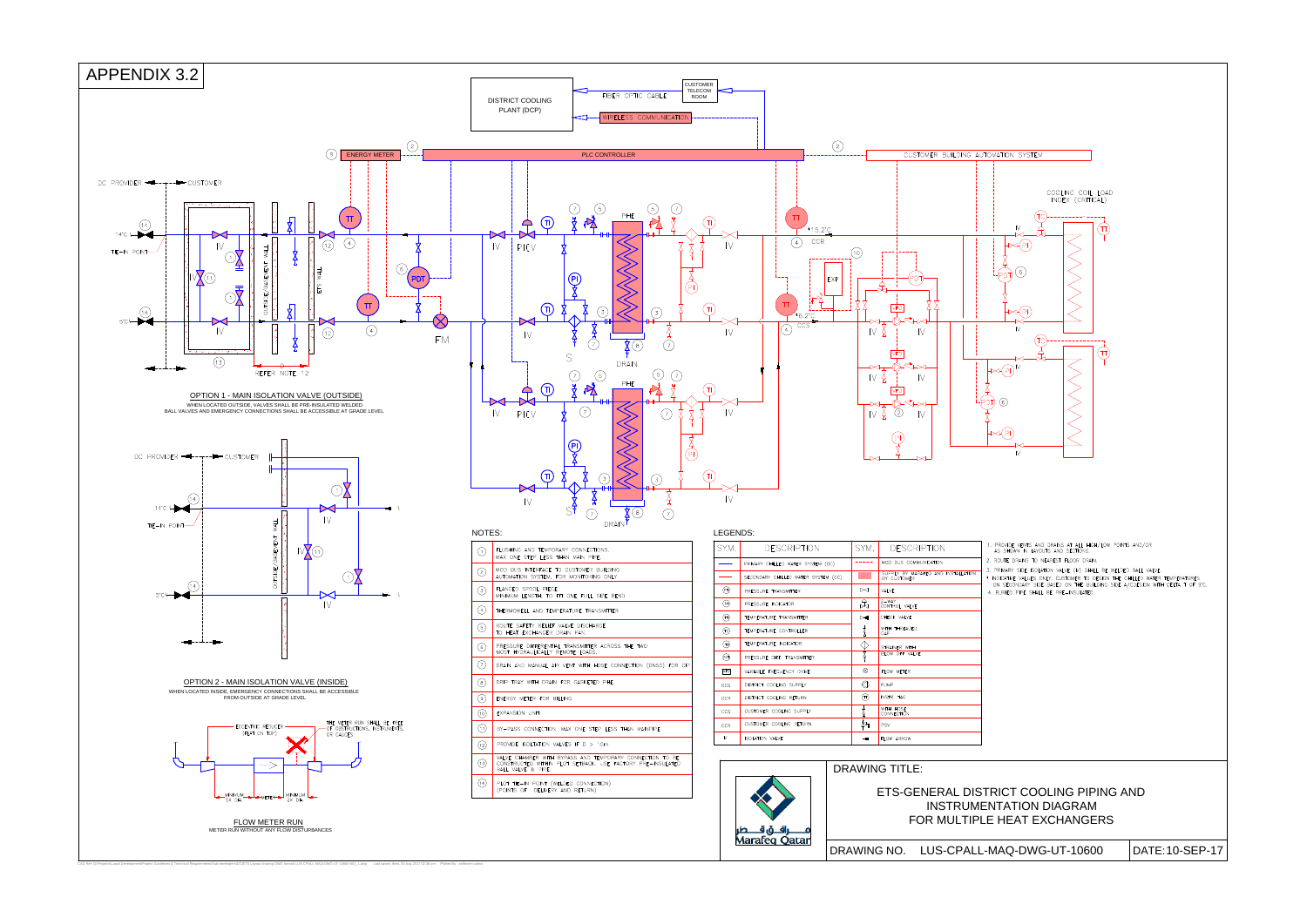# APPENDIX 3.2

DISTRICT COOLING PLANT (DCP)

FIBER OPTIC CABLE

CUSTOMER TELECOM ROOM

WIRELESS COMMUNICATION

ENERGY METER

PLC CONTROLLER

CUSTOMER BUILDING AUTOMATION SYSTEM

COOLING COIL LOAD INDEX (CRITICAL)

DC PROVIDER ◄──► CUSTOMER

TIE-IN POINT

REFER NOTE 12

## OPTION 1 - MAIN ISOLATION VALVE (OUTSIDE)

WHEN LOCATED OUTSIDE, VALVES SHALL BE PRE-INSULATED WELDED BALL VALVES AND EMERGENCY CONNECTIONS SHALL BE ACCESSIBLE AT GRADE LEVEL

## OPTION 2 - MAIN ISOLATION VALVE (INSIDE)

WHEN LOCATED INSIDE, EMERGENCY CONNECTIONS SHALL BE ACCESSIBLE FROM OUTSIDE AT GRADE LEVEL

ECCENTRIC REDUCER (FLAT ON TOP)

THE METER RUN SHALL BE FREE OF OBSTRUCTIONS, INSTRUMENTS, OR GAUGES

MINIMUM 5X DIA. — METER — MINIMUM 2X DIA.

## FLOW METER RUN

METER RUN WITHOUT ANY FLOW DISTURBANCES

## NOTES:

| No. | Note |
|---|---|
| 1 | FLUSHING AND TEMPORARY CONNECTIONS. MAX ONE STEP LESS THAN MAIN PIPE |
| 2 | MOD BUS INTERFACE TO CUSTOMER BUILDING AUTOMATION SYSTEM, FOR MONITORING ONLY |
| 3 | FLANGED SPOOL PIECE MINIMUM LENGTH TO FIT ONE FULL SIZE BEND |
| 4 | THERMOWELL AND TEMPERATURE TRANSMITTER |
| 5 | ROUTE SAFETY RELIEF VALVE DISCHARGE TO HEAT EXCHANGER DRAIN PAN |
| 6 | PRESSURE DIFFERENTIAL TRANSMITTER ACROSS THE TWO MOST HYDRAULICALLY REMOTE LOADS. |
| 7 | DRAIN AND MANUAL AIR VENT WITH HOSE CONNECTION (DNSO) FOR CIP |
| 8 | DRIP TRAY WITH DRAIN FOR GASKETED PHE |
| 9 | ENERGY METER FOR BILLING |
| 10 | EXPANSION UNIT |
| 11 | BY-PASS CONNECTION. MAX ONE STEP LESS THAN MAINPIPE |
| 12 | PROVIDE ISOLATION VALVES IF D > 10m |
| 13 | VALVE CHAMBER WITH BYPASS AND TEMPORARY CONNECTION TO BE CONSTRUCTED WITHIN PLOT SETBACK. USE FACTORY PRE-INSULATED BALL VALVE & PIPE. |
| 14 | PLOT TIE-IN POINT (WELDED CONNECTION) (POINTS OF DELIVERY AND RETURN) |

## LEGENDS:

| SYM. | DESCRIPTION | SYM. | DESCRIPTION |
|---|---|---|---|
| —— | PRIMARY CHILLED WATER SYSTEM (DC) | - - - - | MOD BUS COMMUNICATION |
| —— | SECONDARY CHILLED WATER SYSTEM (CC) | ▭ | SUPPLY BY MARAFEQ AND INSTALLATION BY CUSTOMER |
| PT | PRESSURE TRANSMITTER | | VALVE |
| PI | PRESSURE INDICATOR | | 2-WAY CONTROL VALVE |
| TT | TEMPERATURE TRANSMITTER | | CHECK VALVE |
| TC | TEMPERATURE CONTROLLER | | WITH THREADED CAP |
| TI | TEMPERATURE INDICATOR | | STRAINER WITH BLOW OFF VALVE |
| PDT | PRESSURE DIFF. TRANSMITTER | | FLOW METER |
| VFD | VARIABLE FREQUENCY DRIVE | | PUMP |
| DCS | DISTRICT COOLING SUPPLY | | INSTR. TAG |
| DCR | DISTRICT COOLING RETURN | | WITH HOSE CONNECTION |
| CCS | CUSTOMER COOLING SUPPLY | | PSV |
| CCR | CUSTOMER COOLING RETURN | | FLOW ARROW |
| IV | ISOLATION VALVE | | |

1. PROVIDE VENTS AND DRAINS AT ALL HIGH/LOW POINTS AND/OR AS SHOWN IN LAYOUTS AND SECTIONS.
2. ROUTE DRAINS TO NEAREST FLOOR DRAIN.
3. PRIMARY SIDE ISOLATION VALVE (IV) SHALL BE WELDED BALL VALVE.
\* INDICATIVE VALUES ONLY. CUSTOMER TO DESIGN THE CHILLED WATER TEMPERATURES ON SECONDARY SIDE BASED ON THE BUILDING SIDE A/C DESIGN WITH DELTA T OF 9°C.
4. BURIED PIPE SHALL BE PRE-INSULATED.

DRAWING TITLE:

ETS-GENERAL DISTRICT COOLING PIPING AND INSTRUMENTATION DIAGRAM FOR MULTIPLE HEAT EXCHANGERS

Marafeq Qatar

DRAWING NO. LUS-CPALL-MAQ-DWG-UT-10600

DATE:10-SEP-17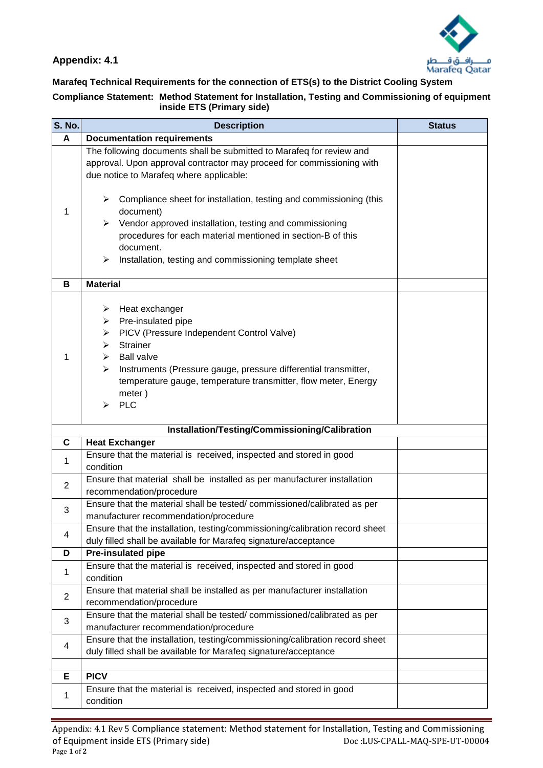## Appendix: 4.1

Marafeq Qatar

**Marafeq Technical Requirements for the connection of ETS(s) to the District Cooling System**

**Compliance Statement: Method Statement for Installation, Testing and Commissioning of equipment inside ETS (Primary side)**

| S. No. | Description | Status |
|---|---|---|
| **A** | **Documentation requirements** | |
| 1 | The following documents shall be submitted to Marafeq for review and approval. Upon approval contractor may proceed for commissioning with due notice to Marafeq where applicable:<br>➢ Compliance sheet for installation, testing and commissioning (this document)<br>➢ Vendor approved installation, testing and commissioning procedures for each material mentioned in section-B of this document.<br>➢ Installation, testing and commissioning template sheet | |
| **B** | **Material** | |
| 1 | ➢ Heat exchanger<br>➢ Pre-insulated pipe<br>➢ PICV (Pressure Independent Control Valve)<br>➢ Strainer<br>➢ Ball valve<br>➢ Instruments (Pressure gauge, pressure differential transmitter, temperature gauge, temperature transmitter, flow meter, Energy meter )<br>➢ PLC | |
| | **Installation/Testing/Commissioning/Calibration** | |
| **C** | **Heat Exchanger** | |
| 1 | Ensure that the material is received, inspected and stored in good condition | |
| 2 | Ensure that material shall be installed as per manufacturer installation recommendation/procedure | |
| 3 | Ensure that the material shall be tested/ commissioned/calibrated as per manufacturer recommendation/procedure | |
| 4 | Ensure that the installation, testing/commissioning/calibration record sheet duly filled shall be available for Marafeq signature/acceptance | |
| **D** | **Pre-insulated pipe** | |
| 1 | Ensure that the material is received, inspected and stored in good condition | |
| 2 | Ensure that material shall be installed as per manufacturer installation recommendation/procedure | |
| 3 | Ensure that the material shall be tested/ commissioned/calibrated as per manufacturer recommendation/procedure | |
| 4 | Ensure that the installation, testing/commissioning/calibration record sheet duly filled shall be available for Marafeq signature/acceptance | |
| | | |
| **E** | **PICV** | |
| 1 | Ensure that the material is received, inspected and stored in good condition | |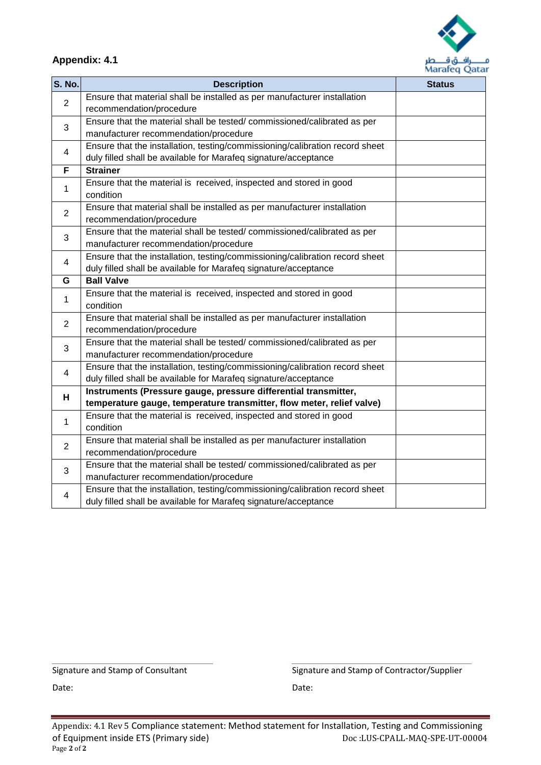## Appendix: 4.1

| S. No. | Description | Status |
|---|---|---|
| 2 | Ensure that material shall be installed as per manufacturer installation recommendation/procedure | |
| 3 | Ensure that the material shall be tested/ commissioned/calibrated as per manufacturer recommendation/procedure | |
| 4 | Ensure that the installation, testing/commissioning/calibration record sheet duly filled shall be available for Marafeq signature/acceptance | |
| **F** | **Strainer** | |
| 1 | Ensure that the material is received, inspected and stored in good condition | |
| 2 | Ensure that material shall be installed as per manufacturer installation recommendation/procedure | |
| 3 | Ensure that the material shall be tested/ commissioned/calibrated as per manufacturer recommendation/procedure | |
| 4 | Ensure that the installation, testing/commissioning/calibration record sheet duly filled shall be available for Marafeq signature/acceptance | |
| **G** | **Ball Valve** | |
| 1 | Ensure that the material is received, inspected and stored in good condition | |
| 2 | Ensure that material shall be installed as per manufacturer installation recommendation/procedure | |
| 3 | Ensure that the material shall be tested/ commissioned/calibrated as per manufacturer recommendation/procedure | |
| 4 | Ensure that the installation, testing/commissioning/calibration record sheet duly filled shall be available for Marafeq signature/acceptance | |
| **H** | **Instruments (Pressure gauge, pressure differential transmitter, temperature gauge, temperature transmitter, flow meter, relief valve)** | |
| 1 | Ensure that the material is received, inspected and stored in good condition | |
| 2 | Ensure that material shall be installed as per manufacturer installation recommendation/procedure | |
| 3 | Ensure that the material shall be tested/ commissioned/calibrated as per manufacturer recommendation/procedure | |
| 4 | Ensure that the installation, testing/commissioning/calibration record sheet duly filled shall be available for Marafeq signature/acceptance | |

Signature and Stamp of Consultant

Date:

Signature and Stamp of Contractor/Supplier

Date: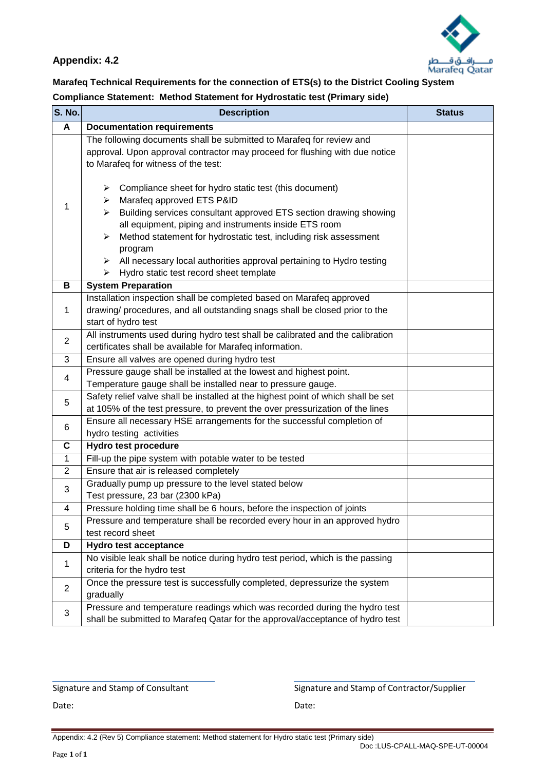**Appendix: 4.2**

**Marafeq Technical Requirements for the connection of ETS(s) to the District Cooling System**

**Compliance Statement: Method Statement for Hydrostatic test (Primary side)**

| S. No. | Description | Status |
|---|---|---|
| **A** | **Documentation requirements** | |
| 1 | The following documents shall be submitted to Marafeq for review and approval. Upon approval contractor may proceed for flushing with due notice to Marafeq for witness of the test:<br><br>➢ Compliance sheet for hydro static test (this document)<br>➢ Marafeq approved ETS P&ID<br>➢ Building services consultant approved ETS section drawing showing all equipment, piping and instruments inside ETS room<br>➢ Method statement for hydrostatic test, including risk assessment program<br>➢ All necessary local authorities approval pertaining to Hydro testing<br>➢ Hydro static test record sheet template | |
| **B** | **System Preparation** | |
| 1 | Installation inspection shall be completed based on Marafeq approved drawing/ procedures, and all outstanding snags shall be closed prior to the start of hydro test | |
| 2 | All instruments used during hydro test shall be calibrated and the calibration certificates shall be available for Marafeq information. | |
| 3 | Ensure all valves are opened during hydro test | |
| 4 | Pressure gauge shall be installed at the lowest and highest point. Temperature gauge shall be installed near to pressure gauge. | |
| 5 | Safety relief valve shall be installed at the highest point of which shall be set at 105% of the test pressure, to prevent the over pressurization of the lines | |
| 6 | Ensure all necessary HSE arrangements for the successful completion of hydro testing activities | |
| **C** | **Hydro test procedure** | |
| 1 | Fill-up the pipe system with potable water to be tested | |
| 2 | Ensure that air is released completely | |
| 3 | Gradually pump up pressure to the level stated below<br>Test pressure, 23 bar (2300 kPa) | |
| 4 | Pressure holding time shall be 6 hours, before the inspection of joints | |
| 5 | Pressure and temperature shall be recorded every hour in an approved hydro test record sheet | |
| **D** | **Hydro test acceptance** | |
| 1 | No visible leak shall be notice during hydro test period, which is the passing criteria for the hydro test | |
| 2 | Once the pressure test is successfully completed, depressurize the system gradually | |
| 3 | Pressure and temperature readings which was recorded during the hydro test shall be submitted to Marafeq Qatar for the approval/acceptance of hydro test | |

Signature and Stamp of Consultant

Date:

Signature and Stamp of Contractor/Supplier

Date:

Appendix: 4.2 (Rev 5) Compliance statement: Method statement for Hydro static test (Primary side)

Doc :LUS-CPALL-MAQ-SPE-UT-00004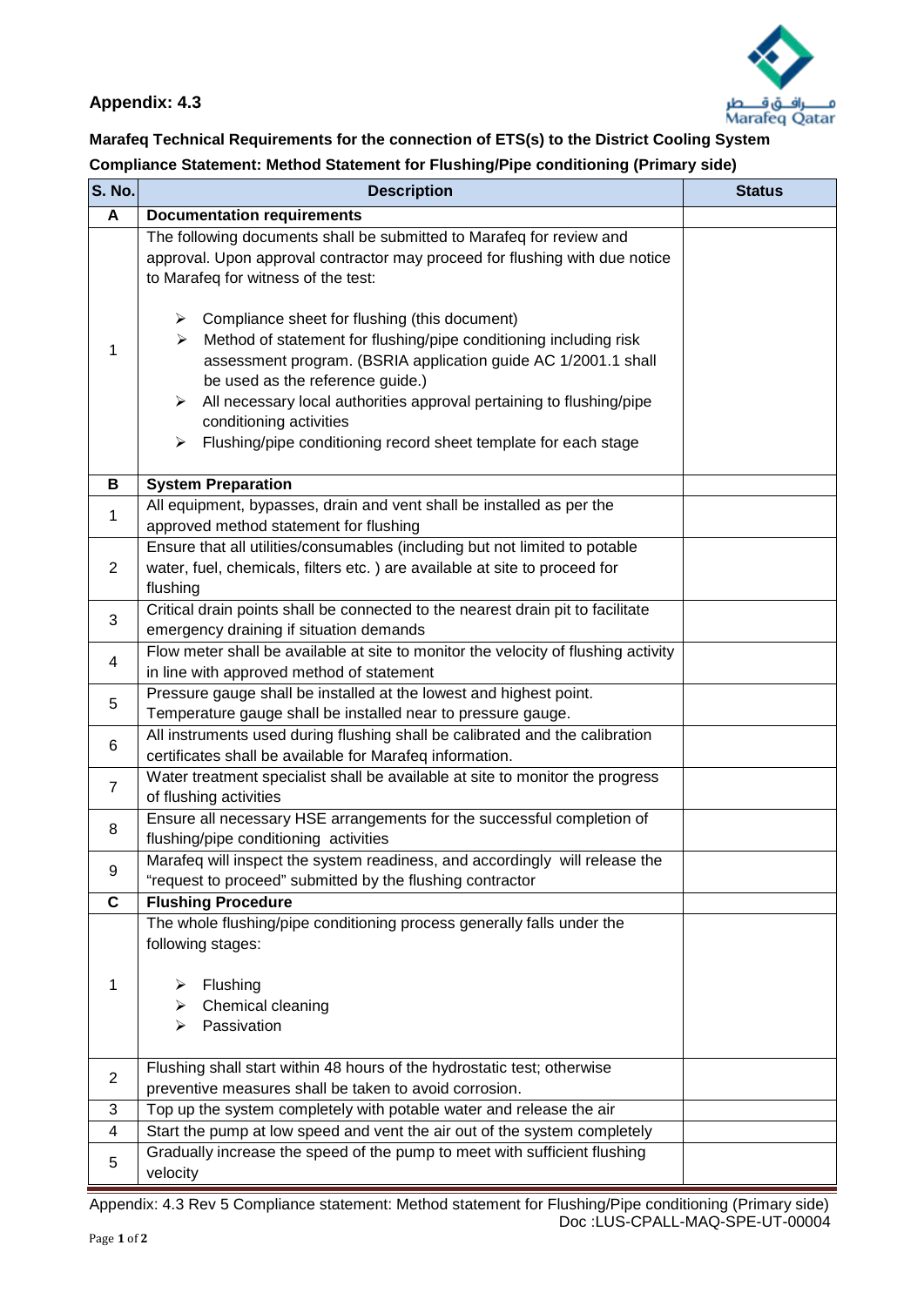## Appendix: 4.3

**Marafeq Technical Requirements for the connection of ETS(s) to the District Cooling System**

**Compliance Statement: Method Statement for Flushing/Pipe conditioning (Primary side)**

| S. No. | Description | Status |
|---|---|---|
| **A** | **Documentation requirements** | |
| 1 | The following documents shall be submitted to Marafeq for review and approval. Upon approval contractor may proceed for flushing with due notice to Marafeq for witness of the test:<br><br>➢ Compliance sheet for flushing (this document)<br>➢ Method of statement for flushing/pipe conditioning including risk assessment program. (BSRIA application guide AC 1/2001.1 shall be used as the reference guide.)<br>➢ All necessary local authorities approval pertaining to flushing/pipe conditioning activities<br>➢ Flushing/pipe conditioning record sheet template for each stage | |
| **B** | **System Preparation** | |
| 1 | All equipment, bypasses, drain and vent shall be installed as per the approved method statement for flushing | |
| 2 | Ensure that all utilities/consumables (including but not limited to potable water, fuel, chemicals, filters etc. ) are available at site to proceed for flushing | |
| 3 | Critical drain points shall be connected to the nearest drain pit to facilitate emergency draining if situation demands | |
| 4 | Flow meter shall be available at site to monitor the velocity of flushing activity in line with approved method of statement | |
| 5 | Pressure gauge shall be installed at the lowest and highest point. Temperature gauge shall be installed near to pressure gauge. | |
| 6 | All instruments used during flushing shall be calibrated and the calibration certificates shall be available for Marafeq information. | |
| 7 | Water treatment specialist shall be available at site to monitor the progress of flushing activities | |
| 8 | Ensure all necessary HSE arrangements for the successful completion of flushing/pipe conditioning activities | |
| 9 | Marafeq will inspect the system readiness, and accordingly will release the "request to proceed" submitted by the flushing contractor | |
| **C** | **Flushing Procedure** | |
| 1 | The whole flushing/pipe conditioning process generally falls under the following stages:<br><br>➢ Flushing<br>➢ Chemical cleaning<br>➢ Passivation | |
| 2 | Flushing shall start within 48 hours of the hydrostatic test; otherwise preventive measures shall be taken to avoid corrosion. | |
| 3 | Top up the system completely with potable water and release the air | |
| 4 | Start the pump at low speed and vent the air out of the system completely | |
| 5 | Gradually increase the speed of the pump to meet with sufficient flushing velocity | |

Appendix: 4.3 Rev 5 Compliance statement: Method statement for Flushing/Pipe conditioning (Primary side)
Doc :LUS-CPALL-MAQ-SPE-UT-00004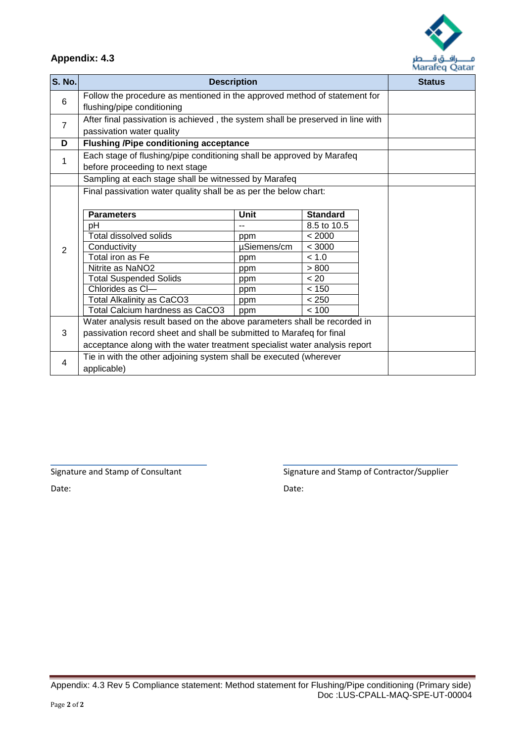**Appendix: 4.3**

Marafeq Qatar

| S. No. | Description | Status |
|---|---|---|
| 6 | Follow the procedure as mentioned in the approved method of statement for flushing/pipe conditioning | |
| 7 | After final passivation is achieved , the system shall be preserved in line with passivation water quality | |
| **D** | **Flushing /Pipe conditioning acceptance** | |
| 1 | Each stage of flushing/pipe conditioning shall be approved by Marafeq before proceeding to next stage | |
| | Sampling at each stage shall be witnessed by Marafeq | |
| 2 | Final passivation water quality shall be as per the below chart: (see chart below) | |
| 3 | Water analysis result based on the above parameters shall be recorded in passivation record sheet and shall be submitted to Marafeq for final acceptance along with the water treatment specialist water analysis report | |
| 4 | Tie in with the other adjoining system shall be executed (wherever applicable) | |

| Parameters | Unit | Standard |
|---|---|---|
| pH | -- | 8.5 to 10.5 |
| Total dissolved solids | ppm | < 2000 |
| Conductivity | µSiemens/cm | < 3000 |
| Total iron as Fe | ppm | < 1.0 |
| Nitrite as $NaNO_2$ | ppm | > 800 |
| Total Suspended Solids | ppm | < 20 |
| Chlorides as $Cl^-$ | ppm | < 150 |
| Total Alkalinity as $CaCO_3$ | ppm | < 250 |
| Total Calcium hardness as $CaCO_3$ | ppm | < 100 |

Signature and Stamp of Consultant

Date:

Signature and Stamp of Contractor/Supplier

Date:

Appendix: 4.3 Rev 5 Compliance statement: Method statement for Flushing/Pipe conditioning (Primary side)
Doc :LUS-CPALL-MAQ-SPE-UT-00004